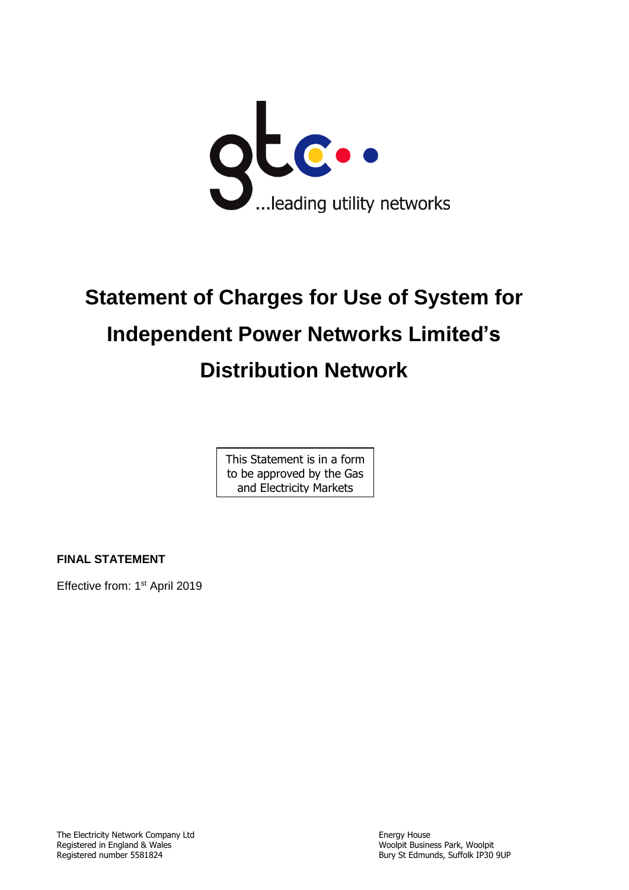gtc

...leading utility networks

# Statement of Charges for Use of System for Independent Power Networks Limited's Distribution Network

This Statement is in a form to be approved by the Gas and Electricity Markets

**FINAL STATEMENT**

Effective from: 1st April 2019

The Electricity Network Company Ltd
Registered in England & Wales
Registered number 5581824

Energy House
Woolpit Business Park, Woolpit
Bury St Edmunds, Suffolk IP30 9UP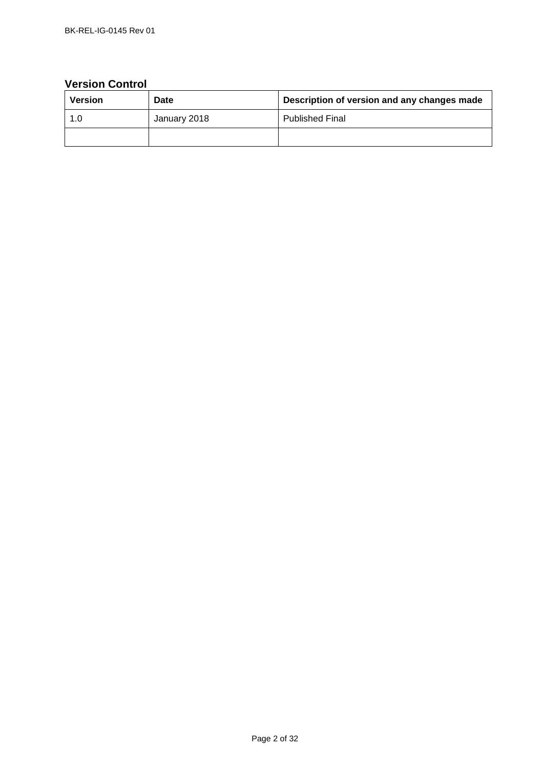## Version Control

| Version | Date | Description of version and any changes made |
|---|---|---|
| 1.0 | January 2018 | Published Final |
| | | |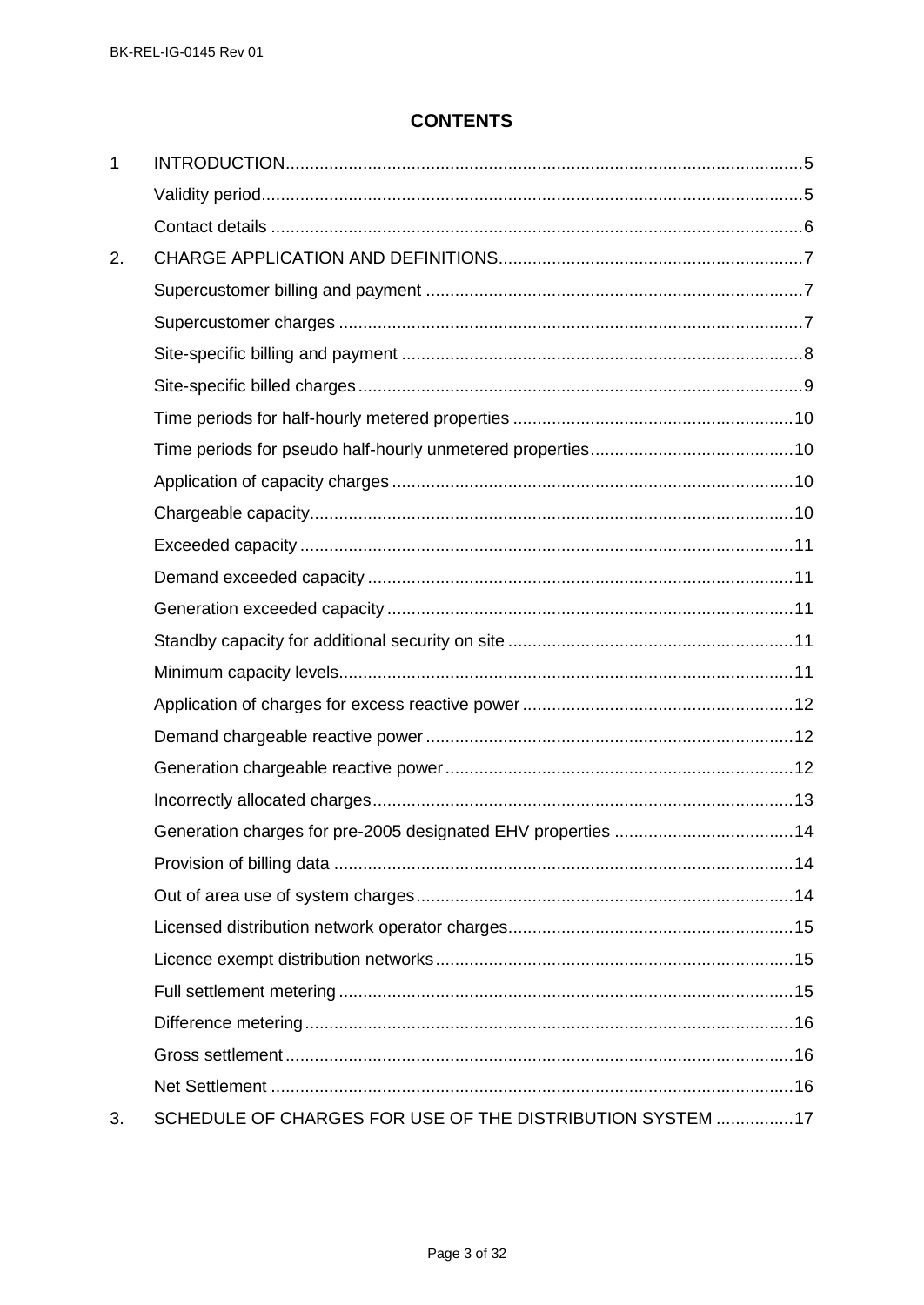# CONTENTS

| | | |
|---|---|---|
| 1 | INTRODUCTION | 5 |
| | Validity period | 5 |
| | Contact details | 6 |
| 2. | CHARGE APPLICATION AND DEFINITIONS | 7 |
| | Supercustomer billing and payment | 7 |
| | Supercustomer charges | 7 |
| | Site-specific billing and payment | 8 |
| | Site-specific billed charges | 9 |
| | Time periods for half-hourly metered properties | 10 |
| | Time periods for pseudo half-hourly unmetered properties | 10 |
| | Application of capacity charges | 10 |
| | Chargeable capacity | 10 |
| | Exceeded capacity | 11 |
| | Demand exceeded capacity | 11 |
| | Generation exceeded capacity | 11 |
| | Standby capacity for additional security on site | 11 |
| | Minimum capacity levels | 11 |
| | Application of charges for excess reactive power | 12 |
| | Demand chargeable reactive power | 12 |
| | Generation chargeable reactive power | 12 |
| | Incorrectly allocated charges | 13 |
| | Generation charges for pre-2005 designated EHV properties | 14 |
| | Provision of billing data | 14 |
| | Out of area use of system charges | 14 |
| | Licensed distribution network operator charges | 15 |
| | Licence exempt distribution networks | 15 |
| | Full settlement metering | 15 |
| | Difference metering | 16 |
| | Gross settlement | 16 |
| | Net Settlement | 16 |
| 3. | SCHEDULE OF CHARGES FOR USE OF THE DISTRIBUTION SYSTEM | 17 |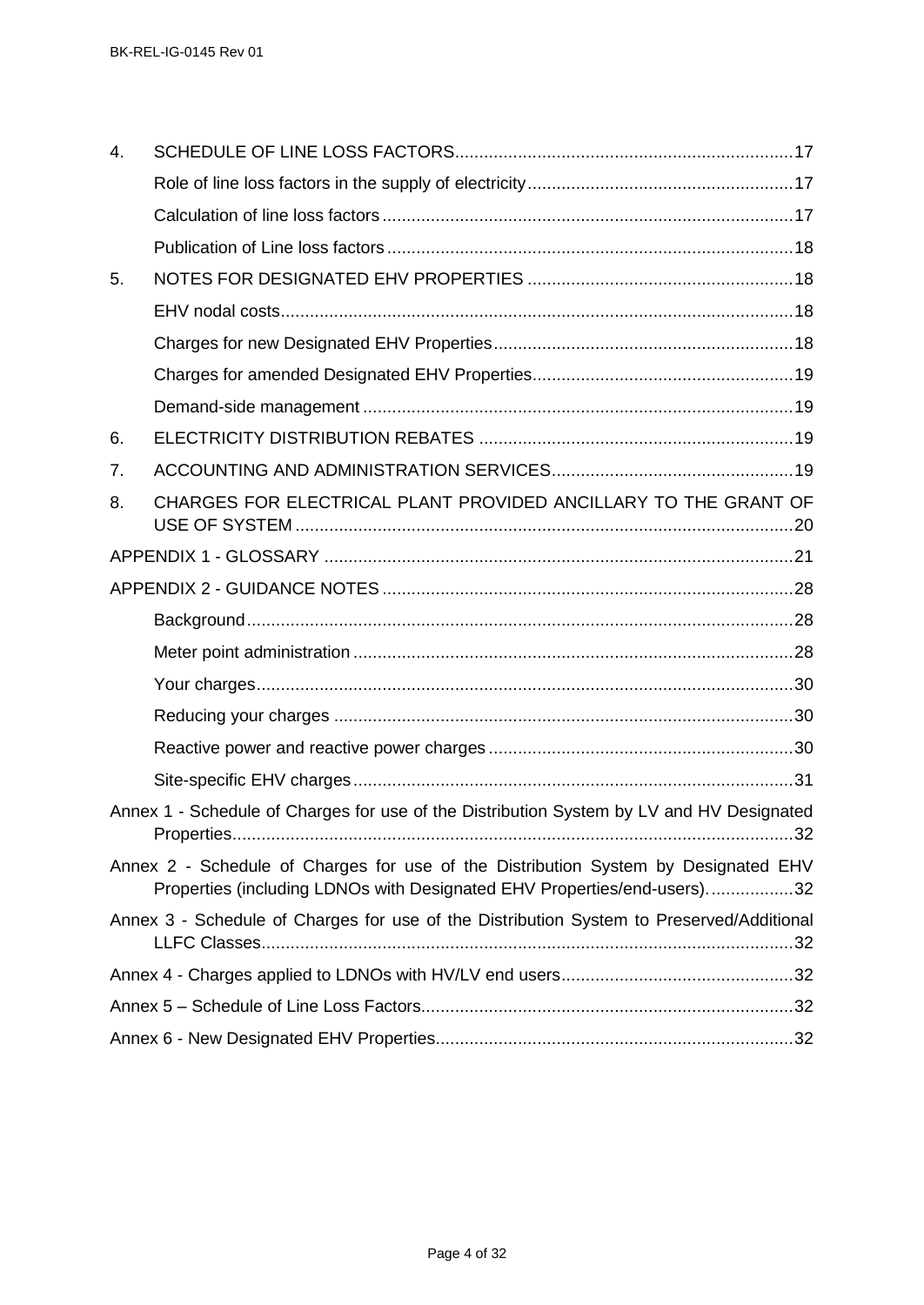4. SCHEDULE OF LINE LOSS FACTORS......17
   - Role of line loss factors in the supply of electricity......17
   - Calculation of line loss factors......17
   - Publication of Line loss factors......18
5. NOTES FOR DESIGNATED EHV PROPERTIES......18
   - EHV nodal costs......18
   - Charges for new Designated EHV Properties......18
   - Charges for amended Designated EHV Properties......19
   - Demand-side management......19
6. ELECTRICITY DISTRIBUTION REBATES......19
7. ACCOUNTING AND ADMINISTRATION SERVICES......19
8. CHARGES FOR ELECTRICAL PLANT PROVIDED ANCILLARY TO THE GRANT OF USE OF SYSTEM......20

APPENDIX 1 - GLOSSARY......21

APPENDIX 2 - GUIDANCE NOTES......28
   - Background......28
   - Meter point administration......28
   - Your charges......30
   - Reducing your charges......30
   - Reactive power and reactive power charges......30
   - Site-specific EHV charges......31

Annex 1 - Schedule of Charges for use of the Distribution System by LV and HV Designated Properties......32

Annex 2 - Schedule of Charges for use of the Distribution System by Designated EHV Properties (including LDNOs with Designated EHV Properties/end-users)......32

Annex 3 - Schedule of Charges for use of the Distribution System to Preserved/Additional LLFC Classes......32

Annex 4 - Charges applied to LDNOs with HV/LV end users......32

Annex 5 – Schedule of Line Loss Factors......32

Annex 6 - New Designated EHV Properties......32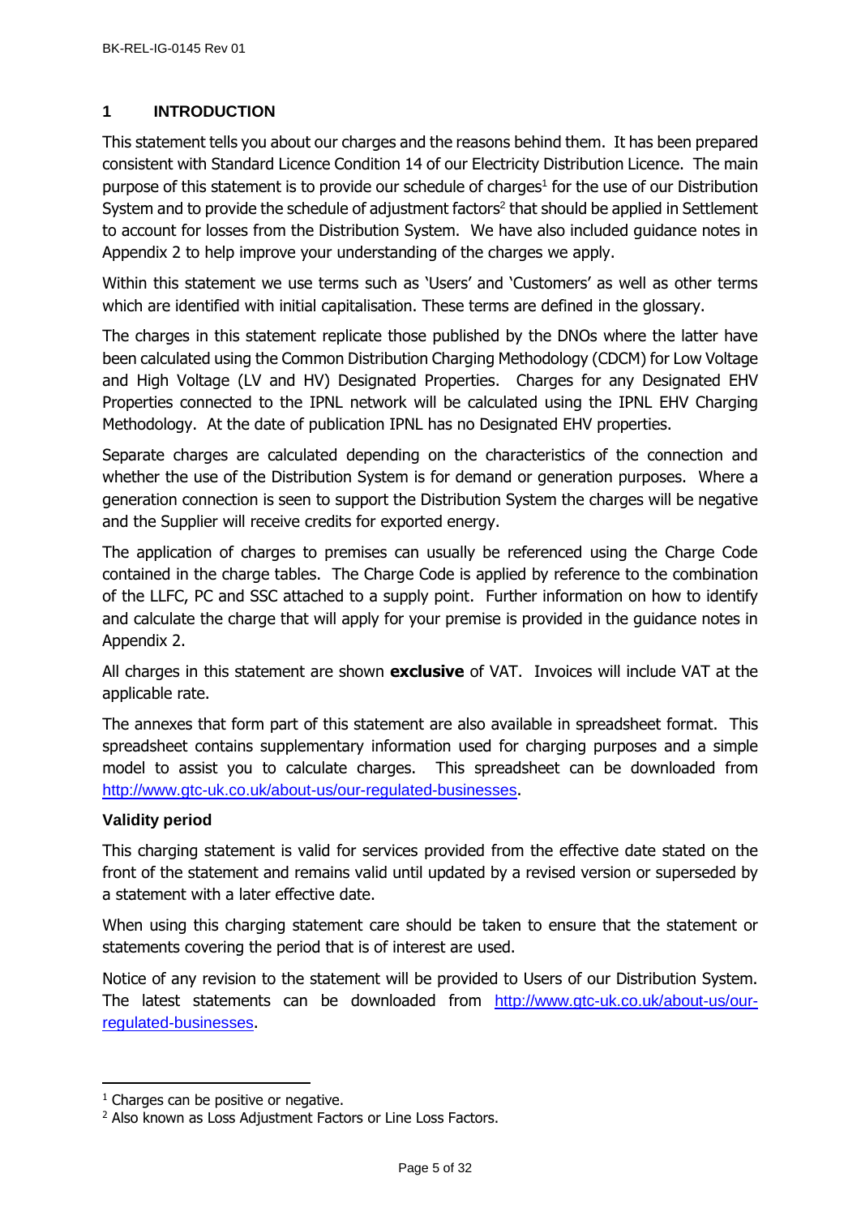# 1 INTRODUCTION

This statement tells you about our charges and the reasons behind them. It has been prepared consistent with Standard Licence Condition 14 of our Electricity Distribution Licence. The main purpose of this statement is to provide our schedule of charges[1] for the use of our Distribution System and to provide the schedule of adjustment factors[2] that should be applied in Settlement to account for losses from the Distribution System. We have also included guidance notes in Appendix 2 to help improve your understanding of the charges we apply.

Within this statement we use terms such as 'Users' and 'Customers' as well as other terms which are identified with initial capitalisation. These terms are defined in the glossary.

The charges in this statement replicate those published by the DNOs where the latter have been calculated using the Common Distribution Charging Methodology (CDCM) for Low Voltage and High Voltage (LV and HV) Designated Properties. Charges for any Designated EHV Properties connected to the IPNL network will be calculated using the IPNL EHV Charging Methodology. At the date of publication IPNL has no Designated EHV properties.

Separate charges are calculated depending on the characteristics of the connection and whether the use of the Distribution System is for demand or generation purposes. Where a generation connection is seen to support the Distribution System the charges will be negative and the Supplier will receive credits for exported energy.

The application of charges to premises can usually be referenced using the Charge Code contained in the charge tables. The Charge Code is applied by reference to the combination of the LLFC, PC and SSC attached to a supply point. Further information on how to identify and calculate the charge that will apply for your premise is provided in the guidance notes in Appendix 2.

All charges in this statement are shown **exclusive** of VAT. Invoices will include VAT at the applicable rate.

The annexes that form part of this statement are also available in spreadsheet format. This spreadsheet contains supplementary information used for charging purposes and a simple model to assist you to calculate charges. This spreadsheet can be downloaded from http://www.gtc-uk.co.uk/about-us/our-regulated-businesses.

**Validity period**

This charging statement is valid for services provided from the effective date stated on the front of the statement and remains valid until updated by a revised version or superseded by a statement with a later effective date.

When using this charging statement care should be taken to ensure that the statement or statements covering the period that is of interest are used.

Notice of any revision to the statement will be provided to Users of our Distribution System. The latest statements can be downloaded from http://www.gtc-uk.co.uk/about-us/our-regulated-businesses.

---

[1] Charges can be positive or negative.

[2] Also known as Loss Adjustment Factors or Line Loss Factors.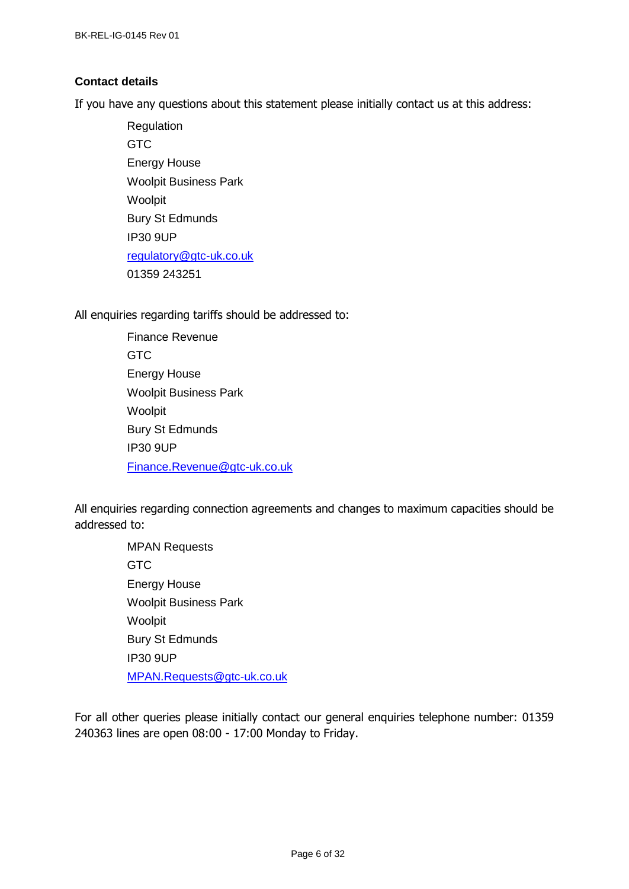### Contact details

If you have any questions about this statement please initially contact us at this address:

Regulation  
GTC  
Energy House  
Woolpit Business Park  
Woolpit  
Bury St Edmunds  
IP30 9UP  
regulatory@gtc-uk.co.uk  
01359 243251

All enquiries regarding tariffs should be addressed to:

Finance Revenue  
GTC  
Energy House  
Woolpit Business Park  
Woolpit  
Bury St Edmunds  
IP30 9UP  
Finance.Revenue@gtc-uk.co.uk

All enquiries regarding connection agreements and changes to maximum capacities should be addressed to:

MPAN Requests  
GTC  
Energy House  
Woolpit Business Park  
Woolpit  
Bury St Edmunds  
IP30 9UP  
MPAN.Requests@gtc-uk.co.uk

For all other queries please initially contact our general enquiries telephone number: 01359 240363 lines are open 08:00 - 17:00 Monday to Friday.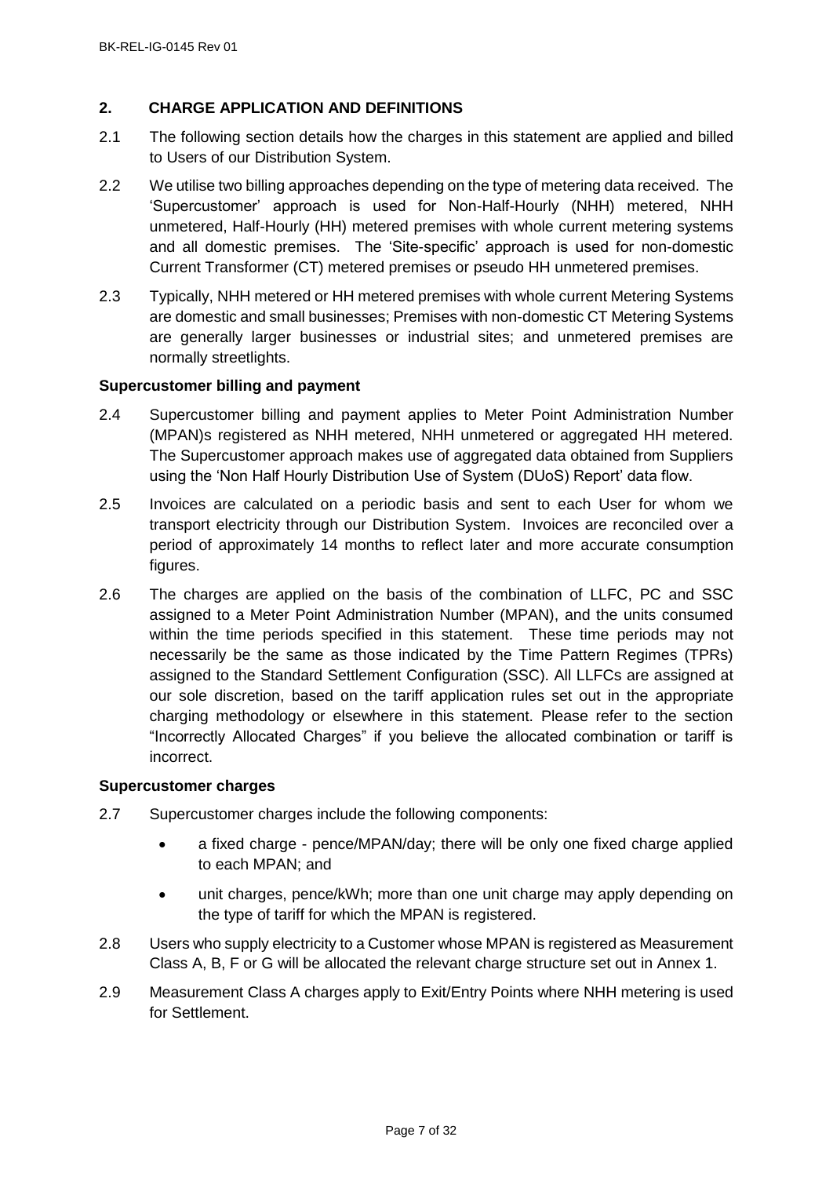## 2. CHARGE APPLICATION AND DEFINITIONS

2.1 The following section details how the charges in this statement are applied and billed to Users of our Distribution System.

2.2 We utilise two billing approaches depending on the type of metering data received. The 'Supercustomer' approach is used for Non-Half-Hourly (NHH) metered, NHH unmetered, Half-Hourly (HH) metered premises with whole current metering systems and all domestic premises. The 'Site-specific' approach is used for non-domestic Current Transformer (CT) metered premises or pseudo HH unmetered premises.

2.3 Typically, NHH metered or HH metered premises with whole current Metering Systems are domestic and small businesses; Premises with non-domestic CT Metering Systems are generally larger businesses or industrial sites; and unmetered premises are normally streetlights.

### Supercustomer billing and payment

2.4 Supercustomer billing and payment applies to Meter Point Administration Number (MPAN)s registered as NHH metered, NHH unmetered or aggregated HH metered. The Supercustomer approach makes use of aggregated data obtained from Suppliers using the 'Non Half Hourly Distribution Use of System (DUoS) Report' data flow.

2.5 Invoices are calculated on a periodic basis and sent to each User for whom we transport electricity through our Distribution System. Invoices are reconciled over a period of approximately 14 months to reflect later and more accurate consumption figures.

2.6 The charges are applied on the basis of the combination of LLFC, PC and SSC assigned to a Meter Point Administration Number (MPAN), and the units consumed within the time periods specified in this statement. These time periods may not necessarily be the same as those indicated by the Time Pattern Regimes (TPRs) assigned to the Standard Settlement Configuration (SSC). All LLFCs are assigned at our sole discretion, based on the tariff application rules set out in the appropriate charging methodology or elsewhere in this statement. Please refer to the section "Incorrectly Allocated Charges" if you believe the allocated combination or tariff is incorrect.

### Supercustomer charges

2.7 Supercustomer charges include the following components:

- a fixed charge - pence/MPAN/day; there will be only one fixed charge applied to each MPAN; and
- unit charges, pence/kWh; more than one unit charge may apply depending on the type of tariff for which the MPAN is registered.

2.8 Users who supply electricity to a Customer whose MPAN is registered as Measurement Class A, B, F or G will be allocated the relevant charge structure set out in Annex 1.

2.9 Measurement Class A charges apply to Exit/Entry Points where NHH metering is used for Settlement.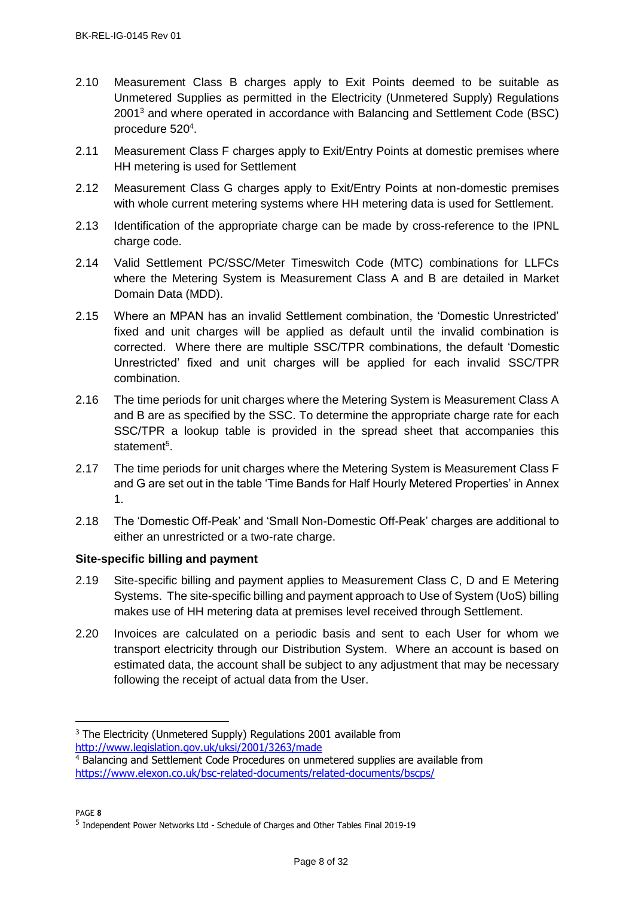2.10 Measurement Class B charges apply to Exit Points deemed to be suitable as Unmetered Supplies as permitted in the Electricity (Unmetered Supply) Regulations 2001[3] and where operated in accordance with Balancing and Settlement Code (BSC) procedure 520[4].

2.11 Measurement Class F charges apply to Exit/Entry Points at domestic premises where HH metering is used for Settlement

2.12 Measurement Class G charges apply to Exit/Entry Points at non-domestic premises with whole current metering systems where HH metering data is used for Settlement.

2.13 Identification of the appropriate charge can be made by cross-reference to the IPNL charge code.

2.14 Valid Settlement PC/SSC/Meter Timeswitch Code (MTC) combinations for LLFCs where the Metering System is Measurement Class A and B are detailed in Market Domain Data (MDD).

2.15 Where an MPAN has an invalid Settlement combination, the 'Domestic Unrestricted' fixed and unit charges will be applied as default until the invalid combination is corrected. Where there are multiple SSC/TPR combinations, the default 'Domestic Unrestricted' fixed and unit charges will be applied for each invalid SSC/TPR combination.

2.16 The time periods for unit charges where the Metering System is Measurement Class A and B are as specified by the SSC. To determine the appropriate charge rate for each SSC/TPR a lookup table is provided in the spread sheet that accompanies this statement[5].

2.17 The time periods for unit charges where the Metering System is Measurement Class F and G are set out in the table 'Time Bands for Half Hourly Metered Properties' in Annex 1.

2.18 The 'Domestic Off-Peak' and 'Small Non-Domestic Off-Peak' charges are additional to either an unrestricted or a two-rate charge.

**Site-specific billing and payment**

2.19 Site-specific billing and payment applies to Measurement Class C, D and E Metering Systems. The site-specific billing and payment approach to Use of System (UoS) billing makes use of HH metering data at premises level received through Settlement.

2.20 Invoices are calculated on a periodic basis and sent to each User for whom we transport electricity through our Distribution System. Where an account is based on estimated data, the account shall be subject to any adjustment that may be necessary following the receipt of actual data from the User.

---

[3] The Electricity (Unmetered Supply) Regulations 2001 available from http://www.legislation.gov.uk/uksi/2001/3263/made

[4] Balancing and Settlement Code Procedures on unmetered supplies are available from https://www.elexon.co.uk/bsc-related-documents/related-documents/bscps/

[5] Independent Power Networks Ltd - Schedule of Charges and Other Tables Final 2019-19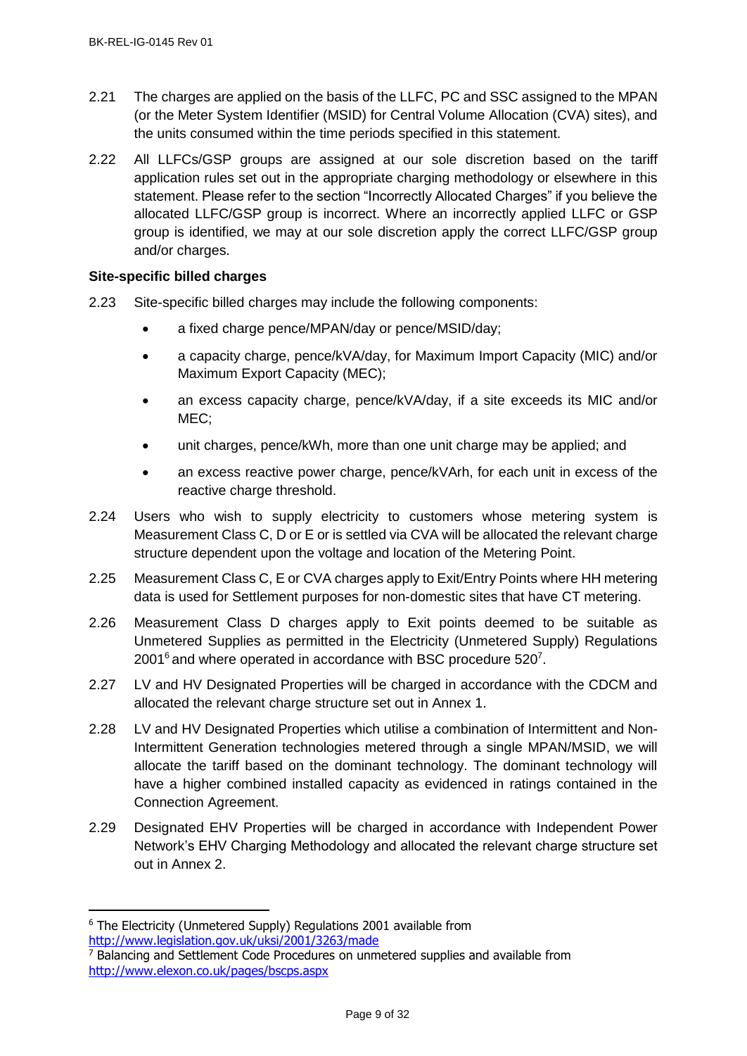2.21 The charges are applied on the basis of the LLFC, PC and SSC assigned to the MPAN (or the Meter System Identifier (MSID) for Central Volume Allocation (CVA) sites), and the units consumed within the time periods specified in this statement.

2.22 All LLFCs/GSP groups are assigned at our sole discretion based on the tariff application rules set out in the appropriate charging methodology or elsewhere in this statement. Please refer to the section "Incorrectly Allocated Charges" if you believe the allocated LLFC/GSP group is incorrect. Where an incorrectly applied LLFC or GSP group is identified, we may at our sole discretion apply the correct LLFC/GSP group and/or charges.

**Site-specific billed charges**

2.23 Site-specific billed charges may include the following components:

- a fixed charge pence/MPAN/day or pence/MSID/day;
- a capacity charge, pence/kVA/day, for Maximum Import Capacity (MIC) and/or Maximum Export Capacity (MEC);
- an excess capacity charge, pence/kVA/day, if a site exceeds its MIC and/or MEC;
- unit charges, pence/kWh, more than one unit charge may be applied; and
- an excess reactive power charge, pence/kVArh, for each unit in excess of the reactive charge threshold.

2.24 Users who wish to supply electricity to customers whose metering system is Measurement Class C, D or E or is settled via CVA will be allocated the relevant charge structure dependent upon the voltage and location of the Metering Point.

2.25 Measurement Class C, E or CVA charges apply to Exit/Entry Points where HH metering data is used for Settlement purposes for non-domestic sites that have CT metering.

2.26 Measurement Class D charges apply to Exit points deemed to be suitable as Unmetered Supplies as permitted in the Electricity (Unmetered Supply) Regulations 2001[6] and where operated in accordance with BSC procedure 520[7].

2.27 LV and HV Designated Properties will be charged in accordance with the CDCM and allocated the relevant charge structure set out in Annex 1.

2.28 LV and HV Designated Properties which utilise a combination of Intermittent and Non-Intermittent Generation technologies metered through a single MPAN/MSID, we will allocate the tariff based on the dominant technology. The dominant technology will have a higher combined installed capacity as evidenced in ratings contained in the Connection Agreement.

2.29 Designated EHV Properties will be charged in accordance with Independent Power Network's EHV Charging Methodology and allocated the relevant charge structure set out in Annex 2.

---

[6] The Electricity (Unmetered Supply) Regulations 2001 available from http://www.legislation.gov.uk/uksi/2001/3263/made

[7] Balancing and Settlement Code Procedures on unmetered supplies and available from http://www.elexon.co.uk/pages/bscps.aspx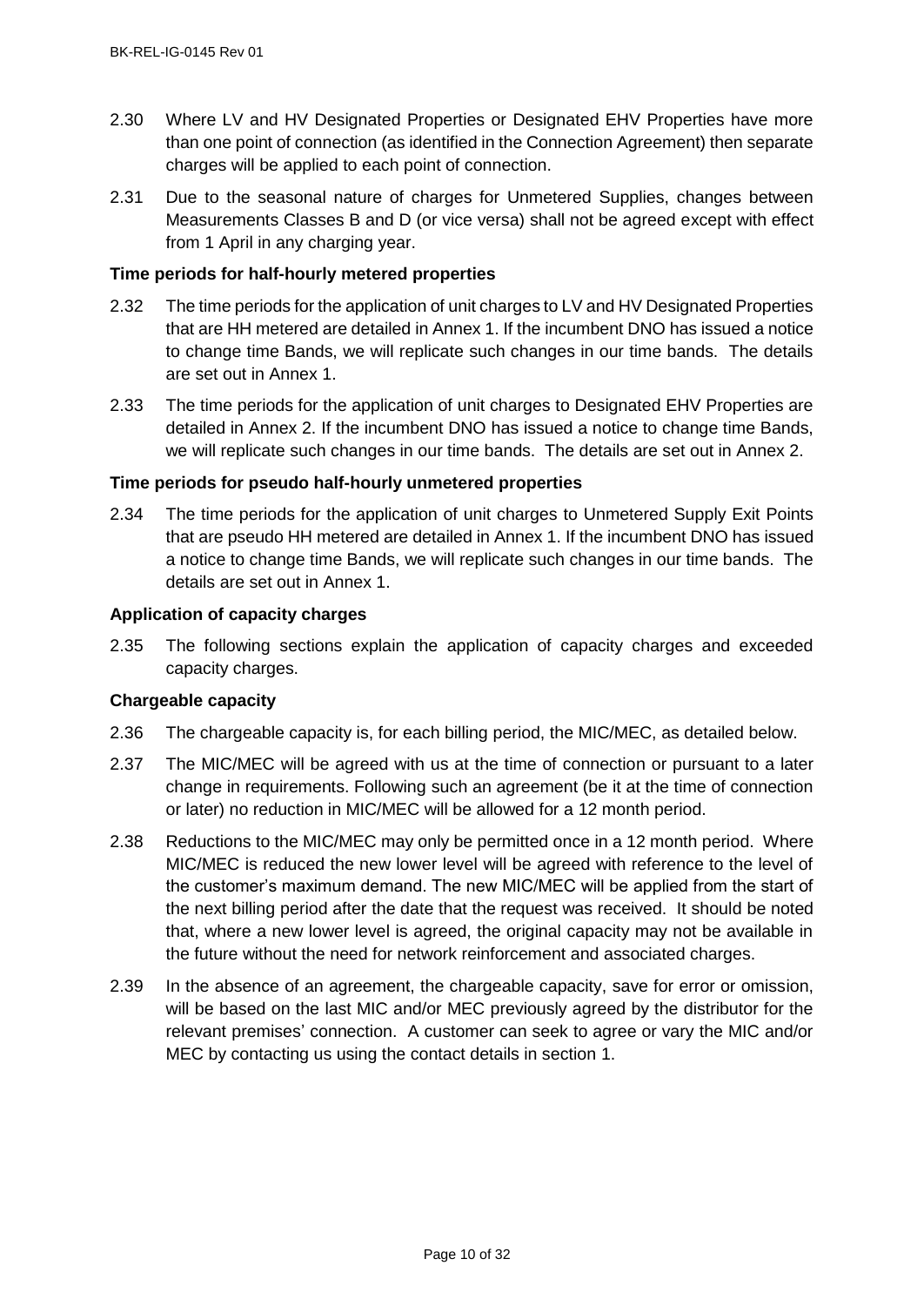2.30 Where LV and HV Designated Properties or Designated EHV Properties have more than one point of connection (as identified in the Connection Agreement) then separate charges will be applied to each point of connection.

2.31 Due to the seasonal nature of charges for Unmetered Supplies, changes between Measurements Classes B and D (or vice versa) shall not be agreed except with effect from 1 April in any charging year.

**Time periods for half-hourly metered properties**

2.32 The time periods for the application of unit charges to LV and HV Designated Properties that are HH metered are detailed in Annex 1. If the incumbent DNO has issued a notice to change time Bands, we will replicate such changes in our time bands. The details are set out in Annex 1.

2.33 The time periods for the application of unit charges to Designated EHV Properties are detailed in Annex 2. If the incumbent DNO has issued a notice to change time Bands, we will replicate such changes in our time bands. The details are set out in Annex 2.

**Time periods for pseudo half-hourly unmetered properties**

2.34 The time periods for the application of unit charges to Unmetered Supply Exit Points that are pseudo HH metered are detailed in Annex 1. If the incumbent DNO has issued a notice to change time Bands, we will replicate such changes in our time bands. The details are set out in Annex 1.

**Application of capacity charges**

2.35 The following sections explain the application of capacity charges and exceeded capacity charges.

**Chargeable capacity**

2.36 The chargeable capacity is, for each billing period, the MIC/MEC, as detailed below.

2.37 The MIC/MEC will be agreed with us at the time of connection or pursuant to a later change in requirements. Following such an agreement (be it at the time of connection or later) no reduction in MIC/MEC will be allowed for a 12 month period.

2.38 Reductions to the MIC/MEC may only be permitted once in a 12 month period. Where MIC/MEC is reduced the new lower level will be agreed with reference to the level of the customer's maximum demand. The new MIC/MEC will be applied from the start of the next billing period after the date that the request was received. It should be noted that, where a new lower level is agreed, the original capacity may not be available in the future without the need for network reinforcement and associated charges.

2.39 In the absence of an agreement, the chargeable capacity, save for error or omission, will be based on the last MIC and/or MEC previously agreed by the distributor for the relevant premises' connection. A customer can seek to agree or vary the MIC and/or MEC by contacting us using the contact details in section 1.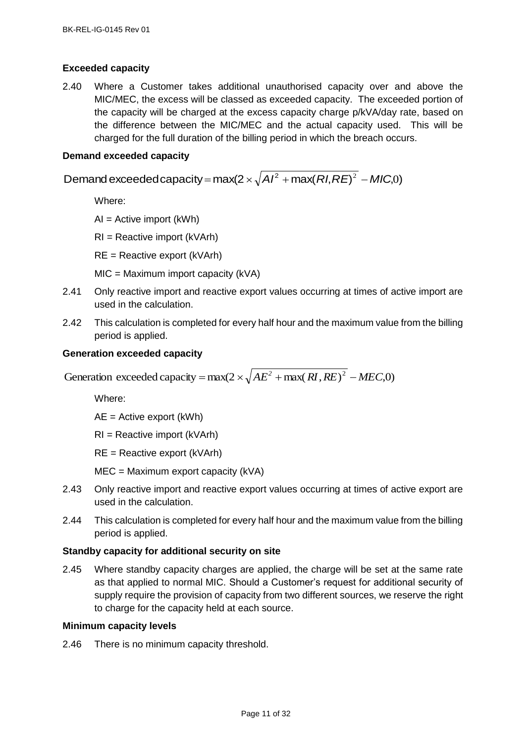#### Exceeded capacity

2.40 Where a Customer takes additional unauthorised capacity over and above the MIC/MEC, the excess will be classed as exceeded capacity. The exceeded portion of the capacity will be charged at the excess capacity charge p/kVA/day rate, based on the difference between the MIC/MEC and the actual capacity used. This will be charged for the full duration of the billing period in which the breach occurs.

#### Demand exceeded capacity

$$\text{Demand exceeded capacity} = \max(2 \times \sqrt{AI^2 + \max(RI, RE)^2} - MIC, 0)$$

Where:

AI = Active import (kWh)

RI = Reactive import (kVArh)

RE = Reactive export (kVArh)

MIC = Maximum import capacity (kVA)

2.41 Only reactive import and reactive export values occurring at times of active import are used in the calculation.

2.42 This calculation is completed for every half hour and the maximum value from the billing period is applied.

#### Generation exceeded capacity

$$\text{Generation exceeded capacity} = \max(2 \times \sqrt{AE^2 + \max(RI, RE)^2} - MEC, 0)$$

Where:

AE = Active export (kWh)

RI = Reactive import (kVArh)

RE = Reactive export (kVArh)

MEC = Maximum export capacity (kVA)

2.43 Only reactive import and reactive export values occurring at times of active export are used in the calculation.

2.44 This calculation is completed for every half hour and the maximum value from the billing period is applied.

#### Standby capacity for additional security on site

2.45 Where standby capacity charges are applied, the charge will be set at the same rate as that applied to normal MIC. Should a Customer's request for additional security of supply require the provision of capacity from two different sources, we reserve the right to charge for the capacity held at each source.

#### Minimum capacity levels

2.46 There is no minimum capacity threshold.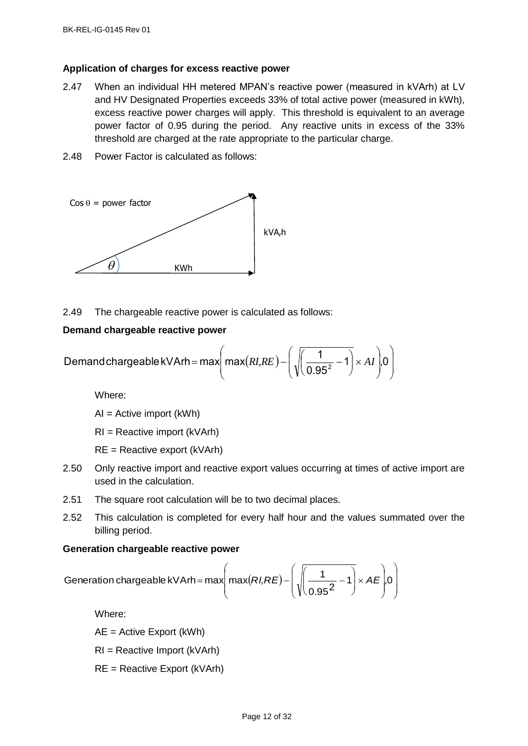### Application of charges for excess reactive power

2.47 When an individual HH metered MPAN's reactive power (measured in kVArh) at LV and HV Designated Properties exceeds 33% of total active power (measured in kWh), excess reactive power charges will apply. This threshold is equivalent to an average power factor of 0.95 during the period. Any reactive units in excess of the 33% threshold are charged at the rate appropriate to the particular charge.

2.48 Power Factor is calculated as follows:

Cos θ = power factor

$\theta$

kVA$_r$h

KWh

2.49 The chargeable reactive power is calculated as follows:

**Demand chargeable reactive power**

$$\text{Demand chargeable kVArh} = \max\left(\max(RI, RE) - \left(\sqrt{\left(\frac{1}{0.95^2} - 1\right)} \times AI\right), 0\right)$$

Where:

AI = Active import (kWh)

RI = Reactive import (kVArh)

RE = Reactive export (kVArh)

2.50 Only reactive import and reactive export values occurring at times of active import are used in the calculation.

2.51 The square root calculation will be to two decimal places.

2.52 This calculation is completed for every half hour and the values summated over the billing period.

**Generation chargeable reactive power**

$$\text{Generation chargeable kVArh} = \max\left(\max(RI, RE) - \left(\sqrt{\left(\frac{1}{0.95^2} - 1\right)} \times AE\right), 0\right)$$

Where:

AE = Active Export (kWh)

RI = Reactive Import (kVArh)

RE = Reactive Export (kVArh)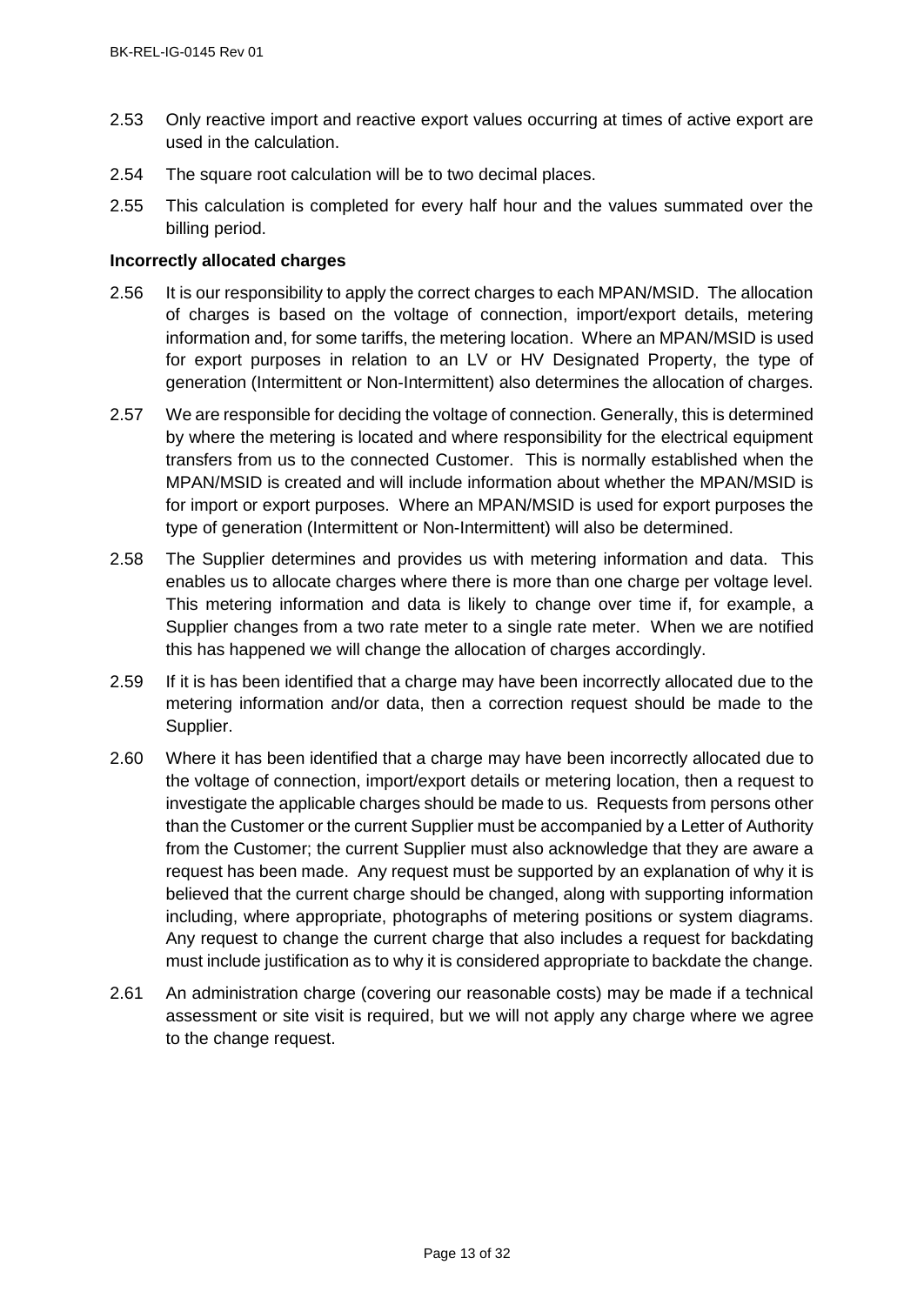2.53 Only reactive import and reactive export values occurring at times of active export are used in the calculation.

2.54 The square root calculation will be to two decimal places.

2.55 This calculation is completed for every half hour and the values summated over the billing period.

**Incorrectly allocated charges**

2.56 It is our responsibility to apply the correct charges to each MPAN/MSID. The allocation of charges is based on the voltage of connection, import/export details, metering information and, for some tariffs, the metering location. Where an MPAN/MSID is used for export purposes in relation to an LV or HV Designated Property, the type of generation (Intermittent or Non-Intermittent) also determines the allocation of charges.

2.57 We are responsible for deciding the voltage of connection. Generally, this is determined by where the metering is located and where responsibility for the electrical equipment transfers from us to the connected Customer. This is normally established when the MPAN/MSID is created and will include information about whether the MPAN/MSID is for import or export purposes. Where an MPAN/MSID is used for export purposes the type of generation (Intermittent or Non-Intermittent) will also be determined.

2.58 The Supplier determines and provides us with metering information and data. This enables us to allocate charges where there is more than one charge per voltage level. This metering information and data is likely to change over time if, for example, a Supplier changes from a two rate meter to a single rate meter. When we are notified this has happened we will change the allocation of charges accordingly.

2.59 If it is has been identified that a charge may have been incorrectly allocated due to the metering information and/or data, then a correction request should be made to the Supplier.

2.60 Where it has been identified that a charge may have been incorrectly allocated due to the voltage of connection, import/export details or metering location, then a request to investigate the applicable charges should be made to us. Requests from persons other than the Customer or the current Supplier must be accompanied by a Letter of Authority from the Customer; the current Supplier must also acknowledge that they are aware a request has been made. Any request must be supported by an explanation of why it is believed that the current charge should be changed, along with supporting information including, where appropriate, photographs of metering positions or system diagrams. Any request to change the current charge that also includes a request for backdating must include justification as to why it is considered appropriate to backdate the change.

2.61 An administration charge (covering our reasonable costs) may be made if a technical assessment or site visit is required, but we will not apply any charge where we agree to the change request.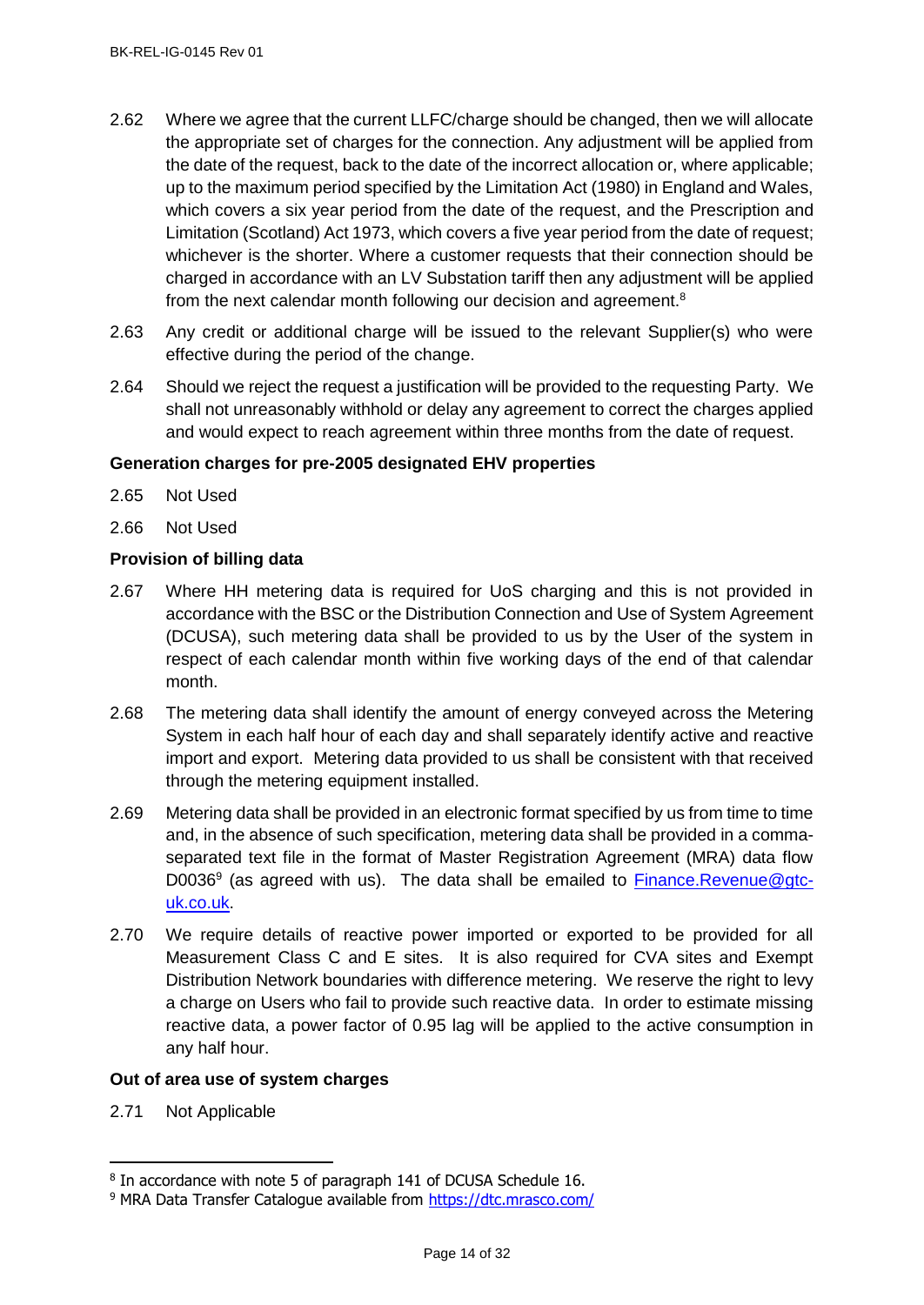2.62 Where we agree that the current LLFC/charge should be changed, then we will allocate the appropriate set of charges for the connection. Any adjustment will be applied from the date of the request, back to the date of the incorrect allocation or, where applicable; up to the maximum period specified by the Limitation Act (1980) in England and Wales, which covers a six year period from the date of the request, and the Prescription and Limitation (Scotland) Act 1973, which covers a five year period from the date of request; whichever is the shorter. Where a customer requests that their connection should be charged in accordance with an LV Substation tariff then any adjustment will be applied from the next calendar month following our decision and agreement.[8]

2.63 Any credit or additional charge will be issued to the relevant Supplier(s) who were effective during the period of the change.

2.64 Should we reject the request a justification will be provided to the requesting Party. We shall not unreasonably withhold or delay any agreement to correct the charges applied and would expect to reach agreement within three months from the date of request.

**Generation charges for pre-2005 designated EHV properties**

2.65 Not Used

2.66 Not Used

**Provision of billing data**

2.67 Where HH metering data is required for UoS charging and this is not provided in accordance with the BSC or the Distribution Connection and Use of System Agreement (DCUSA), such metering data shall be provided to us by the User of the system in respect of each calendar month within five working days of the end of that calendar month.

2.68 The metering data shall identify the amount of energy conveyed across the Metering System in each half hour of each day and shall separately identify active and reactive import and export. Metering data provided to us shall be consistent with that received through the metering equipment installed.

2.69 Metering data shall be provided in an electronic format specified by us from time to time and, in the absence of such specification, metering data shall be provided in a comma-separated text file in the format of Master Registration Agreement (MRA) data flow D0036[9] (as agreed with us). The data shall be emailed to Finance.Revenue@gtc-uk.co.uk.

2.70 We require details of reactive power imported or exported to be provided for all Measurement Class C and E sites. It is also required for CVA sites and Exempt Distribution Network boundaries with difference metering. We reserve the right to levy a charge on Users who fail to provide such reactive data. In order to estimate missing reactive data, a power factor of 0.95 lag will be applied to the active consumption in any half hour.

**Out of area use of system charges**

2.71 Not Applicable

---

[8] In accordance with note 5 of paragraph 141 of DCUSA Schedule 16.

[9] MRA Data Transfer Catalogue available from https://dtc.mrasco.com/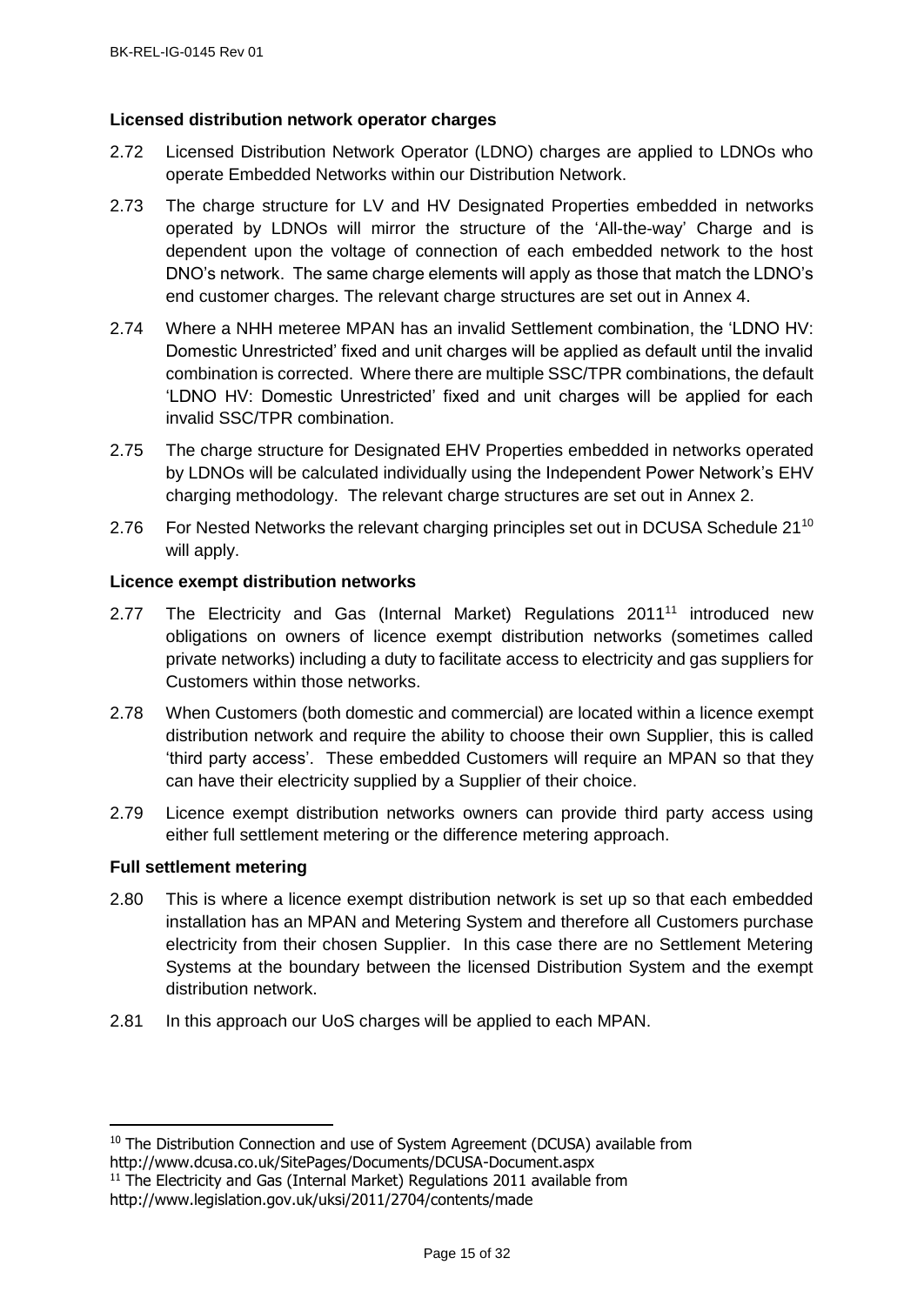### Licensed distribution network operator charges

2.72 Licensed Distribution Network Operator (LDNO) charges are applied to LDNOs who operate Embedded Networks within our Distribution Network.

2.73 The charge structure for LV and HV Designated Properties embedded in networks operated by LDNOs will mirror the structure of the 'All-the-way' Charge and is dependent upon the voltage of connection of each embedded network to the host DNO's network. The same charge elements will apply as those that match the LDNO's end customer charges. The relevant charge structures are set out in Annex 4.

2.74 Where a NHH meteree MPAN has an invalid Settlement combination, the 'LDNO HV: Domestic Unrestricted' fixed and unit charges will be applied as default until the invalid combination is corrected. Where there are multiple SSC/TPR combinations, the default 'LDNO HV: Domestic Unrestricted' fixed and unit charges will be applied for each invalid SSC/TPR combination.

2.75 The charge structure for Designated EHV Properties embedded in networks operated by LDNOs will be calculated individually using the Independent Power Network's EHV charging methodology. The relevant charge structures are set out in Annex 2.

2.76 For Nested Networks the relevant charging principles set out in DCUSA Schedule 21[10] will apply.

### Licence exempt distribution networks

2.77 The Electricity and Gas (Internal Market) Regulations 2011[11] introduced new obligations on owners of licence exempt distribution networks (sometimes called private networks) including a duty to facilitate access to electricity and gas suppliers for Customers within those networks.

2.78 When Customers (both domestic and commercial) are located within a licence exempt distribution network and require the ability to choose their own Supplier, this is called 'third party access'. These embedded Customers will require an MPAN so that they can have their electricity supplied by a Supplier of their choice.

2.79 Licence exempt distribution networks owners can provide third party access using either full settlement metering or the difference metering approach.

### Full settlement metering

2.80 This is where a licence exempt distribution network is set up so that each embedded installation has an MPAN and Metering System and therefore all Customers purchase electricity from their chosen Supplier. In this case there are no Settlement Metering Systems at the boundary between the licensed Distribution System and the exempt distribution network.

2.81 In this approach our UoS charges will be applied to each MPAN.

---

[10] The Distribution Connection and use of System Agreement (DCUSA) available from http://www.dcusa.co.uk/SitePages/Documents/DCUSA-Document.aspx

[11] The Electricity and Gas (Internal Market) Regulations 2011 available from http://www.legislation.gov.uk/uksi/2011/2704/contents/made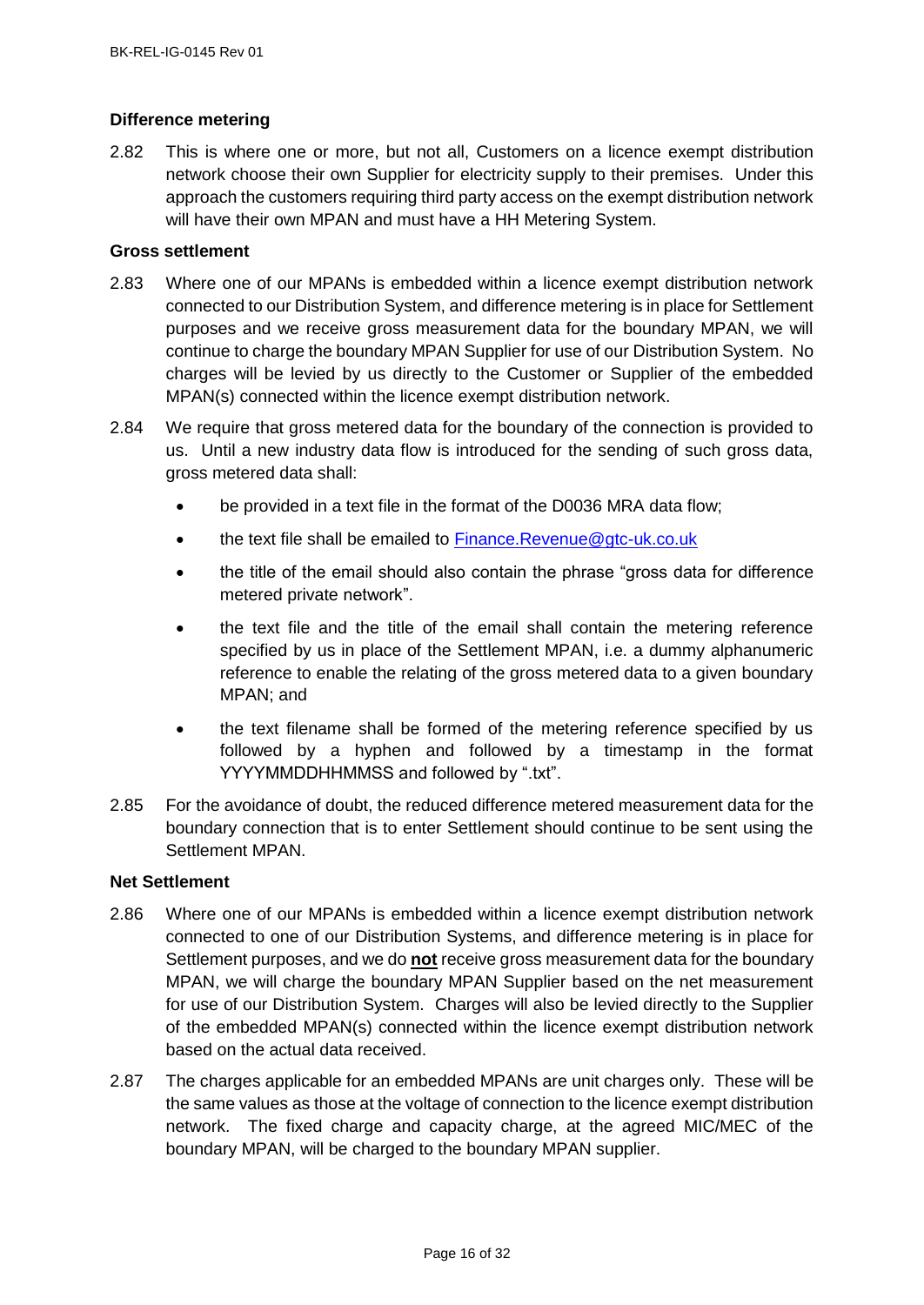### Difference metering

2.82 This is where one or more, but not all, Customers on a licence exempt distribution network choose their own Supplier for electricity supply to their premises. Under this approach the customers requiring third party access on the exempt distribution network will have their own MPAN and must have a HH Metering System.

### Gross settlement

2.83 Where one of our MPANs is embedded within a licence exempt distribution network connected to our Distribution System, and difference metering is in place for Settlement purposes and we receive gross measurement data for the boundary MPAN, we will continue to charge the boundary MPAN Supplier for use of our Distribution System. No charges will be levied by us directly to the Customer or Supplier of the embedded MPAN(s) connected within the licence exempt distribution network.

2.84 We require that gross metered data for the boundary of the connection is provided to us. Until a new industry data flow is introduced for the sending of such gross data, gross metered data shall:

- be provided in a text file in the format of the D0036 MRA data flow;
- the text file shall be emailed to [Finance.Revenue@gtc-uk.co.uk](mailto:Finance.Revenue@gtc-uk.co.uk)
- the title of the email should also contain the phrase "gross data for difference metered private network".
- the text file and the title of the email shall contain the metering reference specified by us in place of the Settlement MPAN, i.e. a dummy alphanumeric reference to enable the relating of the gross metered data to a given boundary MPAN; and
- the text filename shall be formed of the metering reference specified by us followed by a hyphen and followed by a timestamp in the format YYYYMMDDHHMMSS and followed by ".txt".

2.85 For the avoidance of doubt, the reduced difference metered measurement data for the boundary connection that is to enter Settlement should continue to be sent using the Settlement MPAN.

### Net Settlement

2.86 Where one of our MPANs is embedded within a licence exempt distribution network connected to one of our Distribution Systems, and difference metering is in place for Settlement purposes, and we do **<u>not</u>** receive gross measurement data for the boundary MPAN, we will charge the boundary MPAN Supplier based on the net measurement for use of our Distribution System. Charges will also be levied directly to the Supplier of the embedded MPAN(s) connected within the licence exempt distribution network based on the actual data received.

2.87 The charges applicable for an embedded MPANs are unit charges only. These will be the same values as those at the voltage of connection to the licence exempt distribution network. The fixed charge and capacity charge, at the agreed MIC/MEC of the boundary MPAN, will be charged to the boundary MPAN supplier.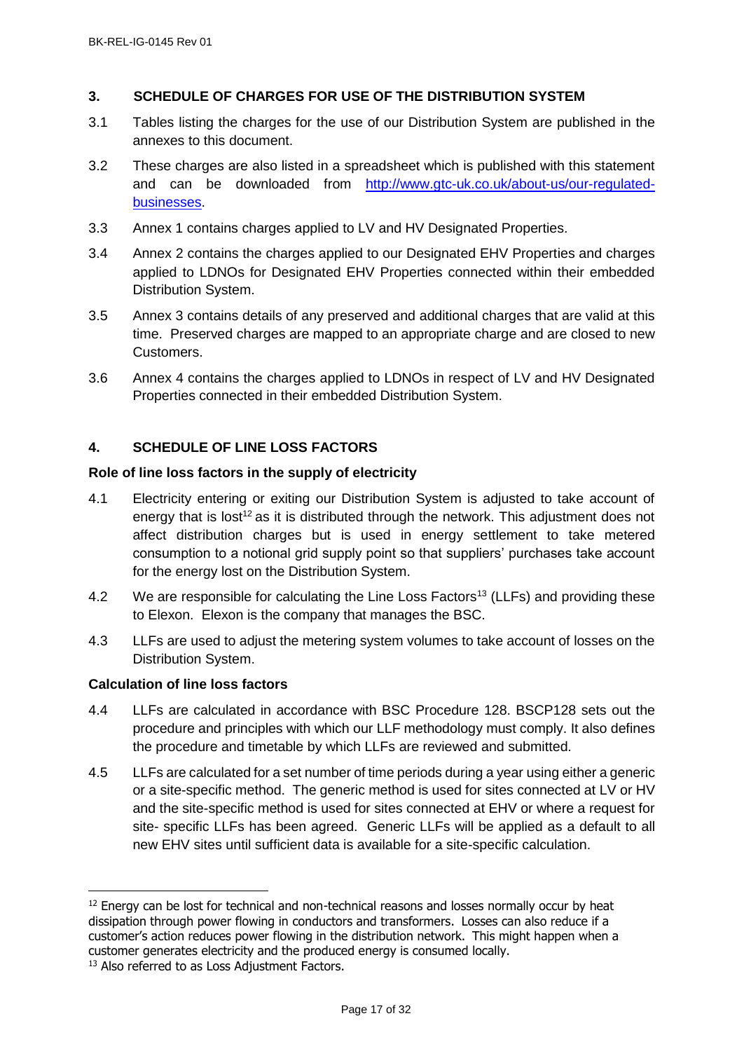## 3. SCHEDULE OF CHARGES FOR USE OF THE DISTRIBUTION SYSTEM

3.1 Tables listing the charges for the use of our Distribution System are published in the annexes to this document.

3.2 These charges are also listed in a spreadsheet which is published with this statement and can be downloaded from [http://www.gtc-uk.co.uk/about-us/our-regulated-businesses](http://www.gtc-uk.co.uk/about-us/our-regulated-businesses).

3.3 Annex 1 contains charges applied to LV and HV Designated Properties.

3.4 Annex 2 contains the charges applied to our Designated EHV Properties and charges applied to LDNOs for Designated EHV Properties connected within their embedded Distribution System.

3.5 Annex 3 contains details of any preserved and additional charges that are valid at this time. Preserved charges are mapped to an appropriate charge and are closed to new Customers.

3.6 Annex 4 contains the charges applied to LDNOs in respect of LV and HV Designated Properties connected in their embedded Distribution System.

## 4. SCHEDULE OF LINE LOSS FACTORS

### Role of line loss factors in the supply of electricity

4.1 Electricity entering or exiting our Distribution System is adjusted to take account of energy that is lost[12] as it is distributed through the network. This adjustment does not affect distribution charges but is used in energy settlement to take metered consumption to a notional grid supply point so that suppliers' purchases take account for the energy lost on the Distribution System.

4.2 We are responsible for calculating the Line Loss Factors[13] (LLFs) and providing these to Elexon. Elexon is the company that manages the BSC.

4.3 LLFs are used to adjust the metering system volumes to take account of losses on the Distribution System.

### Calculation of line loss factors

4.4 LLFs are calculated in accordance with BSC Procedure 128. BSCP128 sets out the procedure and principles with which our LLF methodology must comply. It also defines the procedure and timetable by which LLFs are reviewed and submitted.

4.5 LLFs are calculated for a set number of time periods during a year using either a generic or a site-specific method. The generic method is used for sites connected at LV or HV and the site-specific method is used for sites connected at EHV or where a request for site- specific LLFs has been agreed. Generic LLFs will be applied as a default to all new EHV sites until sufficient data is available for a site-specific calculation.

---

[12] Energy can be lost for technical and non-technical reasons and losses normally occur by heat dissipation through power flowing in conductors and transformers. Losses can also reduce if a customer's action reduces power flowing in the distribution network. This might happen when a customer generates electricity and the produced energy is consumed locally.

[13] Also referred to as Loss Adjustment Factors.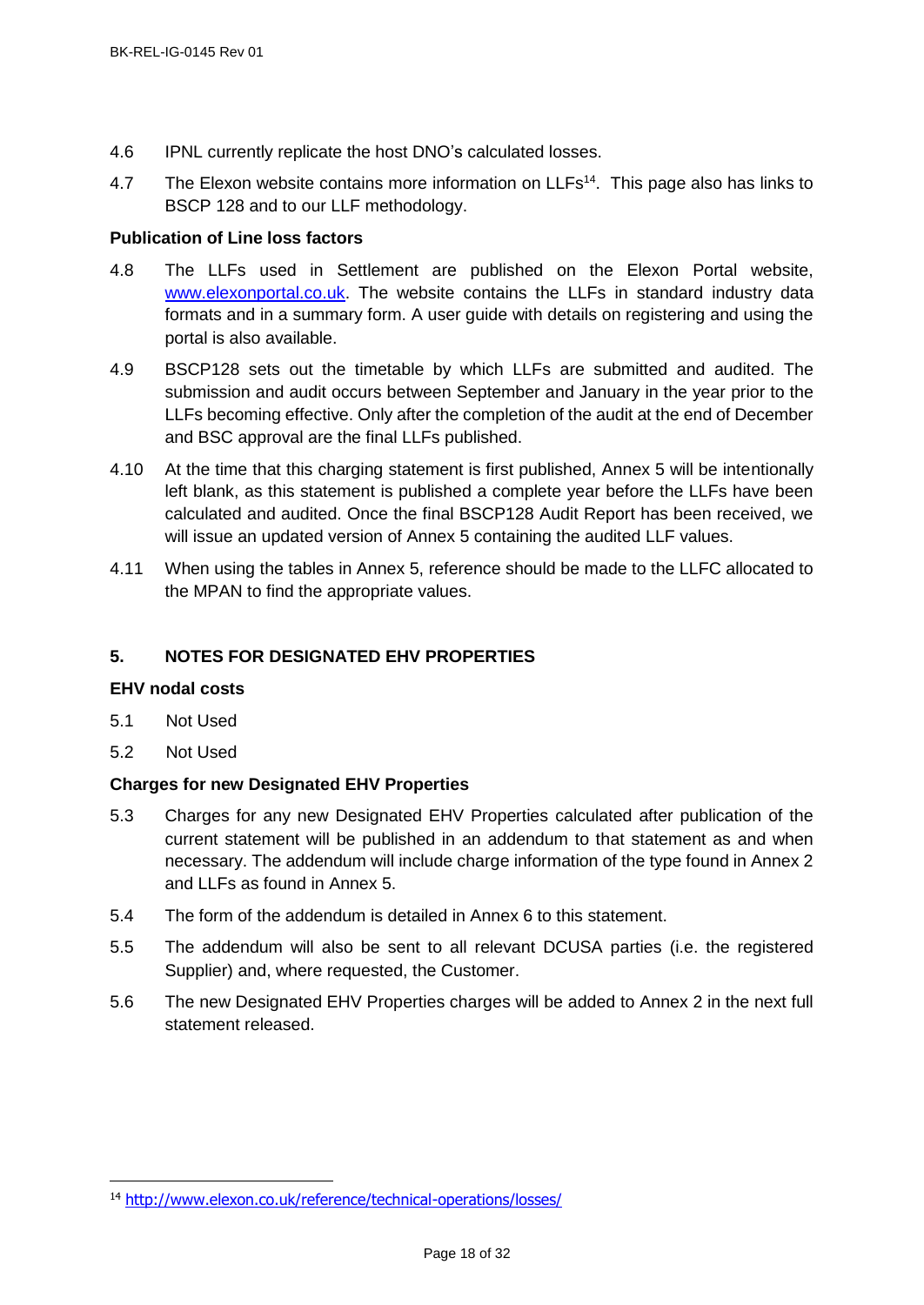4.6 IPNL currently replicate the host DNO's calculated losses.

4.7 The Elexon website contains more information on LLFs[14]. This page also has links to BSCP 128 and to our LLF methodology.

**Publication of Line loss factors**

4.8 The LLFs used in Settlement are published on the Elexon Portal website, [www.elexonportal.co.uk](http://www.elexonportal.co.uk). The website contains the LLFs in standard industry data formats and in a summary form. A user guide with details on registering and using the portal is also available.

4.9 BSCP128 sets out the timetable by which LLFs are submitted and audited. The submission and audit occurs between September and January in the year prior to the LLFs becoming effective. Only after the completion of the audit at the end of December and BSC approval are the final LLFs published.

4.10 At the time that this charging statement is first published, Annex 5 will be intentionally left blank, as this statement is published a complete year before the LLFs have been calculated and audited. Once the final BSCP128 Audit Report has been received, we will issue an updated version of Annex 5 containing the audited LLF values.

4.11 When using the tables in Annex 5, reference should be made to the LLFC allocated to the MPAN to find the appropriate values.

## 5. NOTES FOR DESIGNATED EHV PROPERTIES

**EHV nodal costs**

5.1 Not Used

5.2 Not Used

**Charges for new Designated EHV Properties**

5.3 Charges for any new Designated EHV Properties calculated after publication of the current statement will be published in an addendum to that statement as and when necessary. The addendum will include charge information of the type found in Annex 2 and LLFs as found in Annex 5.

5.4 The form of the addendum is detailed in Annex 6 to this statement.

5.5 The addendum will also be sent to all relevant DCUSA parties (i.e. the registered Supplier) and, where requested, the Customer.

5.6 The new Designated EHV Properties charges will be added to Annex 2 in the next full statement released.

---

[14] [http://www.elexon.co.uk/reference/technical-operations/losses/](http://www.elexon.co.uk/reference/technical-operations/losses/)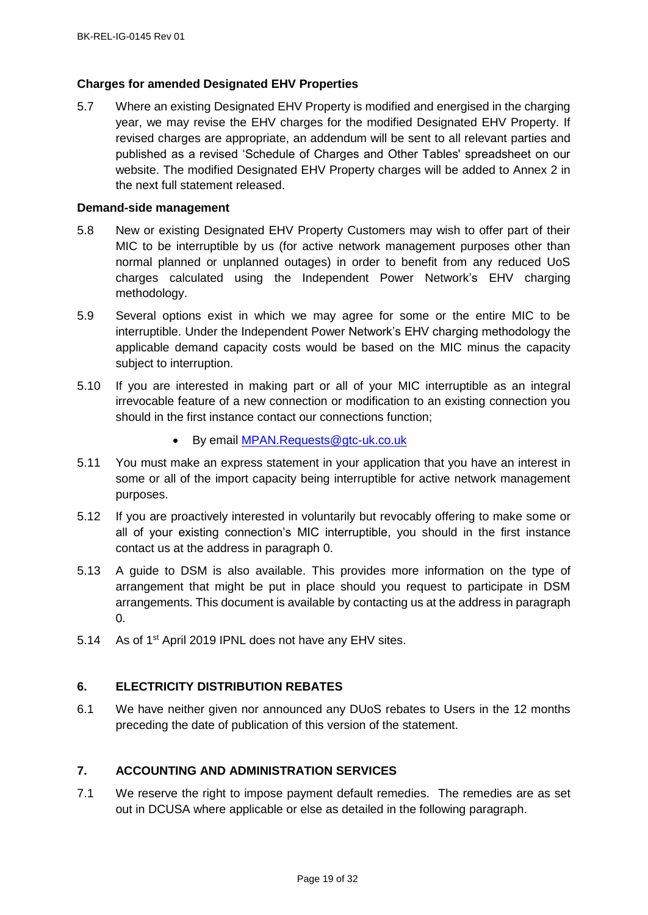**Charges for amended Designated EHV Properties**

5.7 Where an existing Designated EHV Property is modified and energised in the charging year, we may revise the EHV charges for the modified Designated EHV Property. If revised charges are appropriate, an addendum will be sent to all relevant parties and published as a revised 'Schedule of Charges and Other Tables' spreadsheet on our website. The modified Designated EHV Property charges will be added to Annex 2 in the next full statement released.

**Demand-side management**

5.8 New or existing Designated EHV Property Customers may wish to offer part of their MIC to be interruptible by us (for active network management purposes other than normal planned or unplanned outages) in order to benefit from any reduced UoS charges calculated using the Independent Power Network's EHV charging methodology.

5.9 Several options exist in which we may agree for some or the entire MIC to be interruptible. Under the Independent Power Network's EHV charging methodology the applicable demand capacity costs would be based on the MIC minus the capacity subject to interruption.

5.10 If you are interested in making part or all of your MIC interruptible as an integral irrevocable feature of a new connection or modification to an existing connection you should in the first instance contact our connections function;

- By email MPAN.Requests@gtc-uk.co.uk

5.11 You must make an express statement in your application that you have an interest in some or all of the import capacity being interruptible for active network management purposes.

5.12 If you are proactively interested in voluntarily but revocably offering to make some or all of your existing connection's MIC interruptible, you should in the first instance contact us at the address in paragraph 0.

5.13 A guide to DSM is also available. This provides more information on the type of arrangement that might be put in place should you request to participate in DSM arrangements. This document is available by contacting us at the address in paragraph 0.

5.14 As of 1st April 2019 IPNL does not have any EHV sites.

## 6. ELECTRICITY DISTRIBUTION REBATES

6.1 We have neither given nor announced any DUoS rebates to Users in the 12 months preceding the date of publication of this version of the statement.

## 7. ACCOUNTING AND ADMINISTRATION SERVICES

7.1 We reserve the right to impose payment default remedies. The remedies are as set out in DCUSA where applicable or else as detailed in the following paragraph.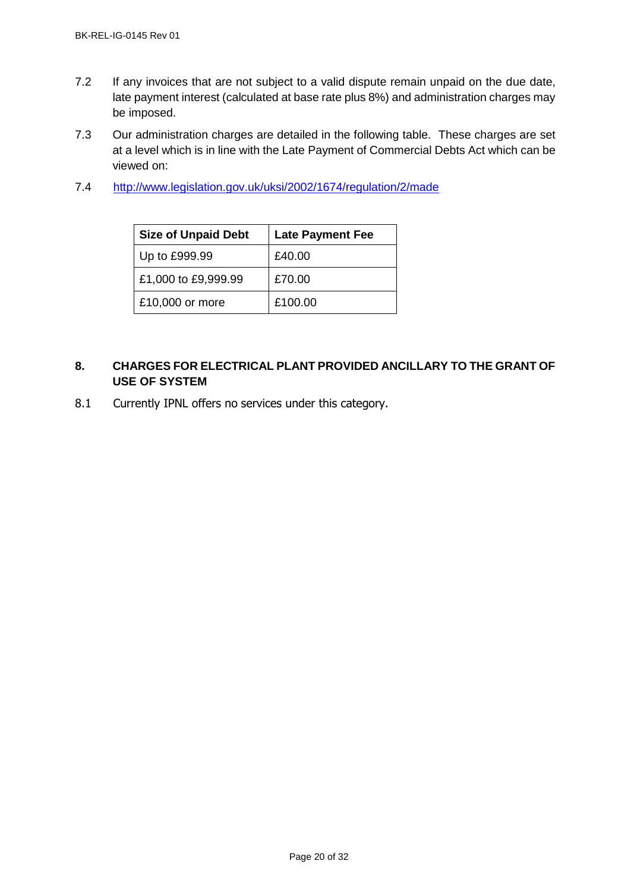7.2 If any invoices that are not subject to a valid dispute remain unpaid on the due date, late payment interest (calculated at base rate plus 8%) and administration charges may be imposed.

7.3 Our administration charges are detailed in the following table. These charges are set at a level which is in line with the Late Payment of Commercial Debts Act which can be viewed on:

7.4 http://www.legislation.gov.uk/uksi/2002/1674/regulation/2/made

| Size of Unpaid Debt | Late Payment Fee |
|---|---|
| Up to £999.99 | £40.00 |
| £1,000 to £9,999.99 | £70.00 |
| £10,000 or more | £100.00 |

## 8. CHARGES FOR ELECTRICAL PLANT PROVIDED ANCILLARY TO THE GRANT OF USE OF SYSTEM

8.1 Currently IPNL offers no services under this category.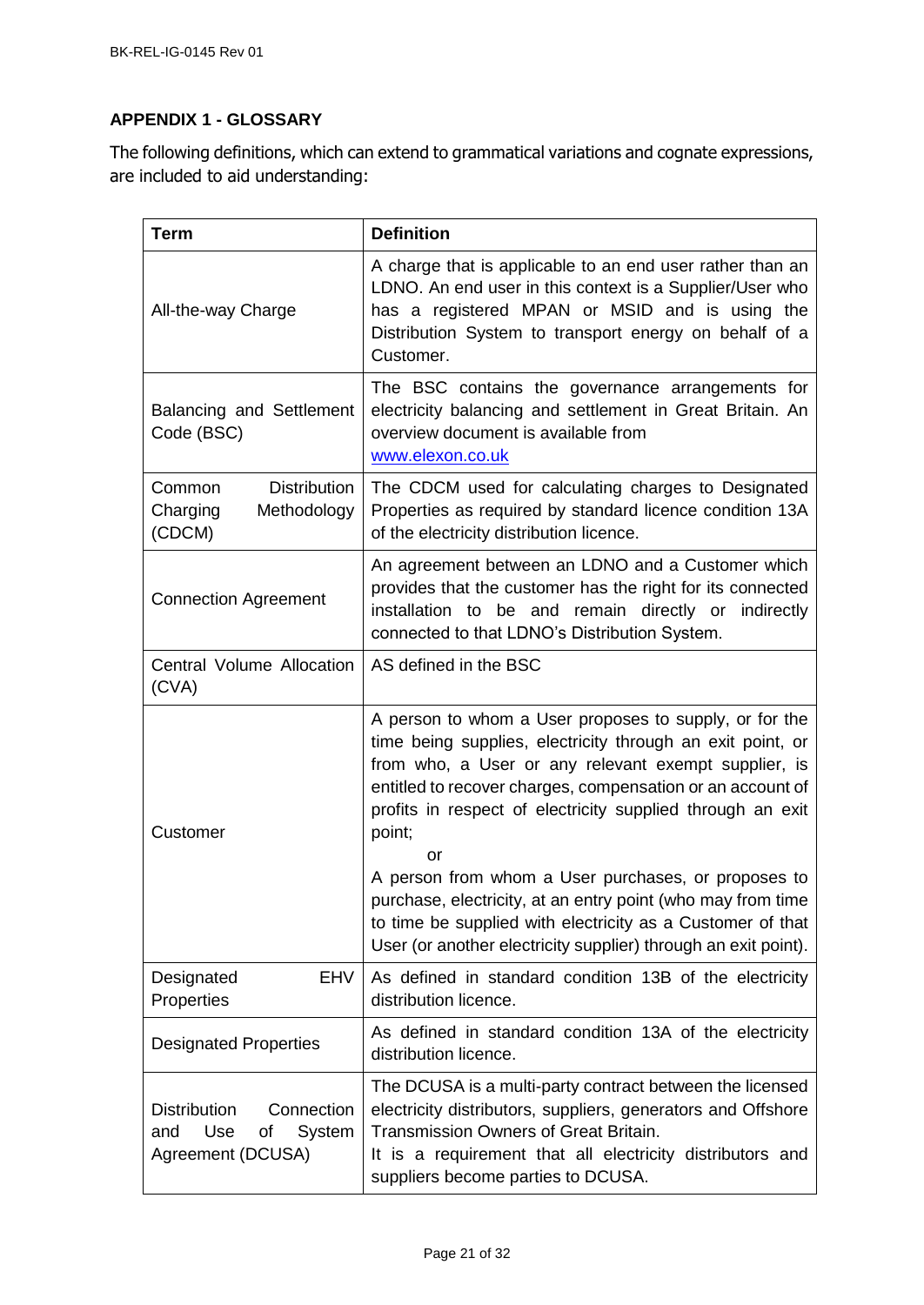## APPENDIX 1 - GLOSSARY

The following definitions, which can extend to grammatical variations and cognate expressions, are included to aid understanding:

| Term | Definition |
|---|---|
| All-the-way Charge | A charge that is applicable to an end user rather than an LDNO. An end user in this context is a Supplier/User who has a registered MPAN or MSID and is using the Distribution System to transport energy on behalf of a Customer. |
| Balancing and Settlement Code (BSC) | The BSC contains the governance arrangements for electricity balancing and settlement in Great Britain. An overview document is available from www.elexon.co.uk |
| Common Distribution Charging Methodology (CDCM) | The CDCM used for calculating charges to Designated Properties as required by standard licence condition 13A of the electricity distribution licence. |
| Connection Agreement | An agreement between an LDNO and a Customer which provides that the customer has the right for its connected installation to be and remain directly or indirectly connected to that LDNO's Distribution System. |
| Central Volume Allocation (CVA) | AS defined in the BSC |
| Customer | A person to whom a User proposes to supply, or for the time being supplies, electricity through an exit point, or from who, a User or any relevant exempt supplier, is entitled to recover charges, compensation or an account of profits in respect of electricity supplied through an exit point;<br>or<br>A person from whom a User purchases, or proposes to purchase, electricity, at an entry point (who may from time to time be supplied with electricity as a Customer of that User (or another electricity supplier) through an exit point). |
| Designated EHV Properties | As defined in standard condition 13B of the electricity distribution licence. |
| Designated Properties | As defined in standard condition 13A of the electricity distribution licence. |
| Distribution Connection and Use of System Agreement (DCUSA) | The DCUSA is a multi-party contract between the licensed electricity distributors, suppliers, generators and Offshore Transmission Owners of Great Britain.<br>It is a requirement that all electricity distributors and suppliers become parties to DCUSA. |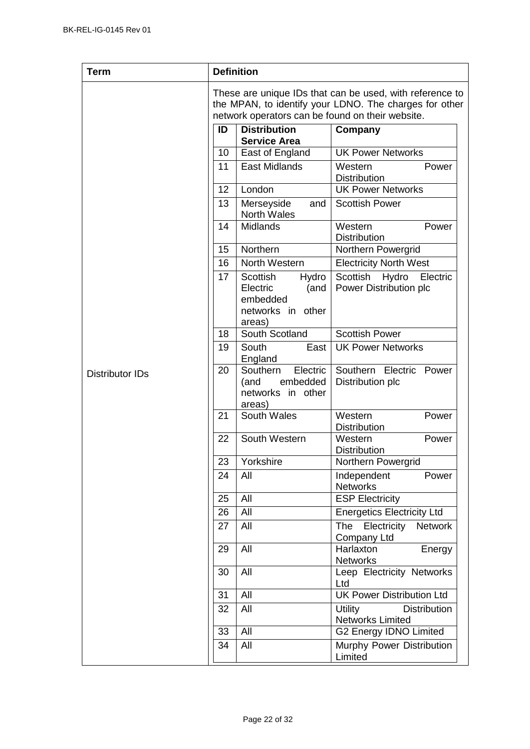| Term | Definition |
|---|---|
| Distributor IDs | These are unique IDs that can be used, with reference to the MPAN, to identify your LDNO. The charges for other network operators can be found on their website. |

| ID | Distribution Service Area | Company |
|---|---|---|
| 10 | East of England | UK Power Networks |
| 11 | East Midlands | Western Power Distribution |
| 12 | London | UK Power Networks |
| 13 | Merseyside and North Wales | Scottish Power |
| 14 | Midlands | Western Power Distribution |
| 15 | Northern | Northern Powergrid |
| 16 | North Western | Electricity North West |
| 17 | Scottish Hydro Electric (and embedded networks in other areas) | Scottish Hydro Electric Power Distribution plc |
| 18 | South Scotland | Scottish Power |
| 19 | South East England | UK Power Networks |
| 20 | Southern Electric (and embedded networks in other areas) | Southern Electric Power Distribution plc |
| 21 | South Wales | Western Power Distribution |
| 22 | South Western | Western Power Distribution |
| 23 | Yorkshire | Northern Powergrid |
| 24 | All | Independent Power Networks |
| 25 | All | ESP Electricity |
| 26 | All | Energetics Electricity Ltd |
| 27 | All | The Electricity Network Company Ltd |
| 29 | All | Harlaxton Energy Networks |
| 30 | All | Leep Electricity Networks Ltd |
| 31 | All | UK Power Distribution Ltd |
| 32 | All | Utility Distribution Networks Limited |
| 33 | All | G2 Energy IDNO Limited |
| 34 | All | Murphy Power Distribution Limited |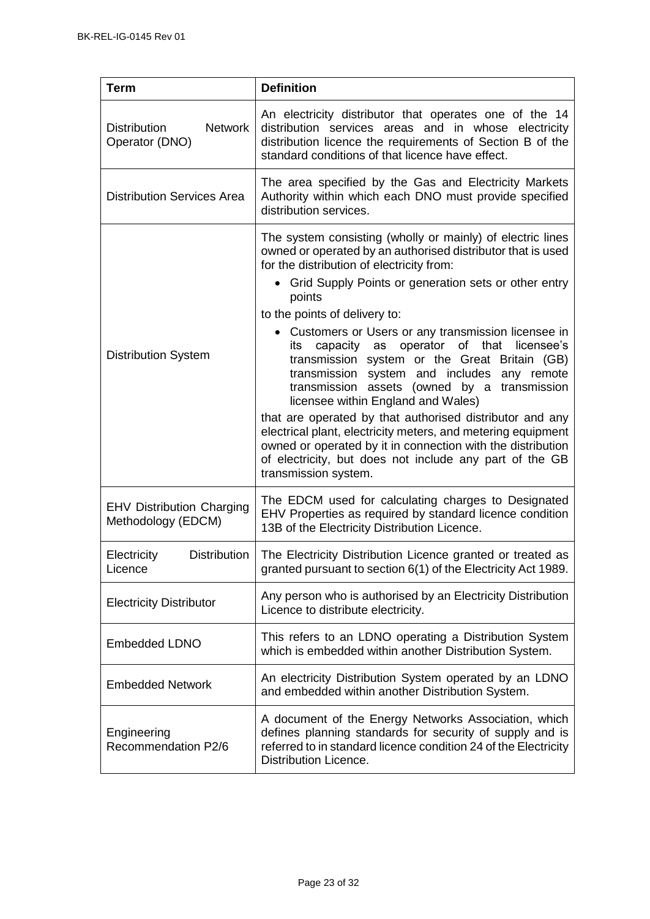| Term | Definition |
|---|---|
| Distribution Network Operator (DNO) | An electricity distributor that operates one of the 14 distribution services areas and in whose electricity distribution licence the requirements of Section B of the standard conditions of that licence have effect. |
| Distribution Services Area | The area specified by the Gas and Electricity Markets Authority within which each DNO must provide specified distribution services. |
| Distribution System | The system consisting (wholly or mainly) of electric lines owned or operated by an authorised distributor that is used for the distribution of electricity from: <br>• Grid Supply Points or generation sets or other entry points <br>to the points of delivery to: <br>• Customers or Users or any transmission licensee in its capacity as operator of that licensee's transmission system or the Great Britain (GB) transmission system and includes any remote transmission assets (owned by a transmission licensee within England and Wales) <br>that are operated by that authorised distributor and any electrical plant, electricity meters, and metering equipment owned or operated by it in connection with the distribution of electricity, but does not include any part of the GB transmission system. |
| EHV Distribution Charging Methodology (EDCM) | The EDCM used for calculating charges to Designated EHV Properties as required by standard licence condition 13B of the Electricity Distribution Licence. |
| Electricity Distribution Licence | The Electricity Distribution Licence granted or treated as granted pursuant to section 6(1) of the Electricity Act 1989. |
| Electricity Distributor | Any person who is authorised by an Electricity Distribution Licence to distribute electricity. |
| Embedded LDNO | This refers to an LDNO operating a Distribution System which is embedded within another Distribution System. |
| Embedded Network | An electricity Distribution System operated by an LDNO and embedded within another Distribution System. |
| Engineering Recommendation P2/6 | A document of the Energy Networks Association, which defines planning standards for security of supply and is referred to in standard licence condition 24 of the Electricity Distribution Licence. |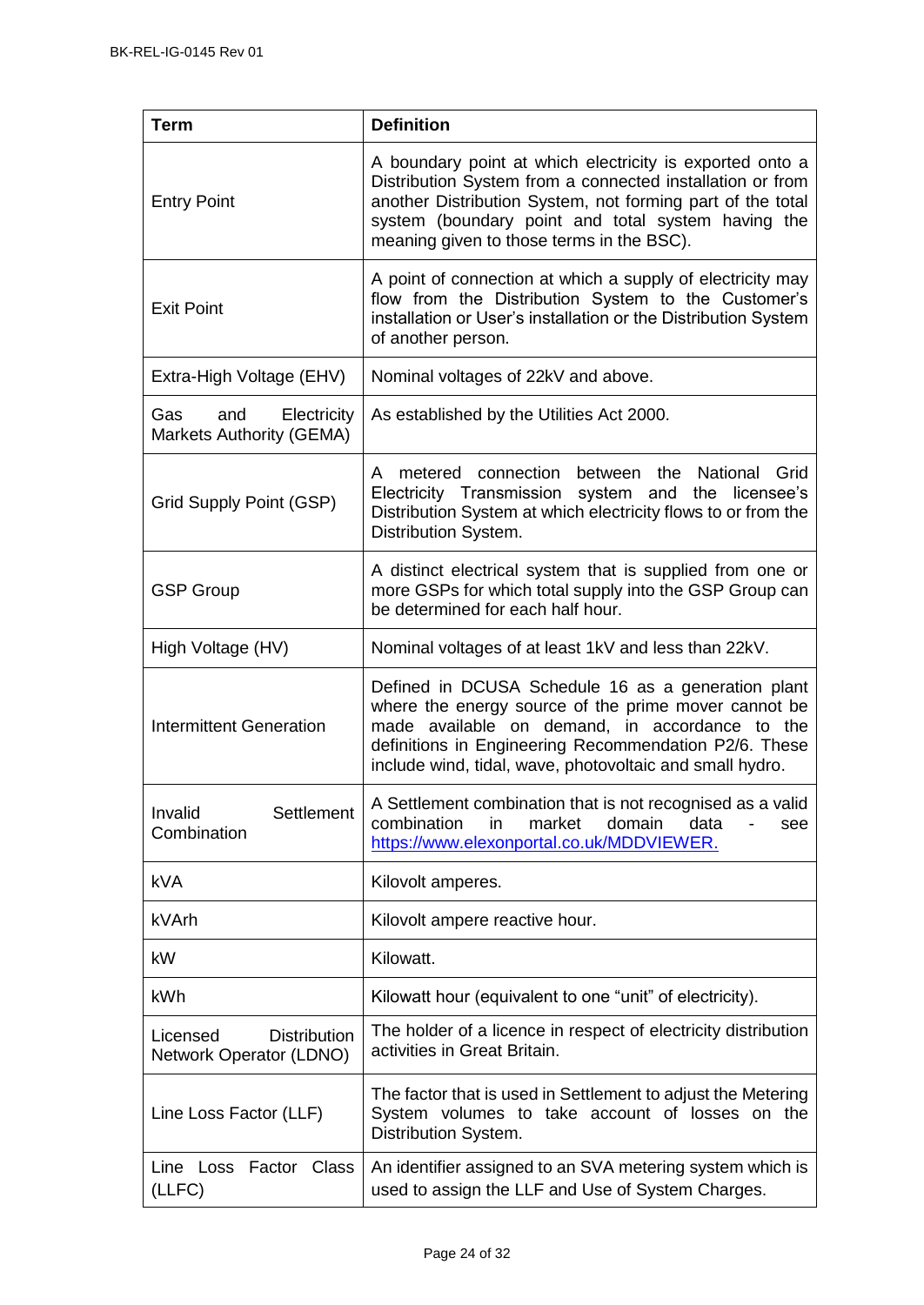| Term | Definition |
|---|---|
| Entry Point | A boundary point at which electricity is exported onto a Distribution System from a connected installation or from another Distribution System, not forming part of the total system (boundary point and total system having the meaning given to those terms in the BSC). |
| Exit Point | A point of connection at which a supply of electricity may flow from the Distribution System to the Customer's installation or User's installation or the Distribution System of another person. |
| Extra-High Voltage (EHV) | Nominal voltages of 22kV and above. |
| Gas and Electricity Markets Authority (GEMA) | As established by the Utilities Act 2000. |
| Grid Supply Point (GSP) | A metered connection between the National Grid Electricity Transmission system and the licensee's Distribution System at which electricity flows to or from the Distribution System. |
| GSP Group | A distinct electrical system that is supplied from one or more GSPs for which total supply into the GSP Group can be determined for each half hour. |
| High Voltage (HV) | Nominal voltages of at least 1kV and less than 22kV. |
| Intermittent Generation | Defined in DCUSA Schedule 16 as a generation plant where the energy source of the prime mover cannot be made available on demand, in accordance to the definitions in Engineering Recommendation P2/6. These include wind, tidal, wave, photovoltaic and small hydro. |
| Invalid Settlement Combination | A Settlement combination that is not recognised as a valid combination in market domain data - see https://www.elexonportal.co.uk/MDDVIEWER. |
| kVA | Kilovolt amperes. |
| kVArh | Kilovolt ampere reactive hour. |
| kW | Kilowatt. |
| kWh | Kilowatt hour (equivalent to one "unit" of electricity). |
| Licensed Distribution Network Operator (LDNO) | The holder of a licence in respect of electricity distribution activities in Great Britain. |
| Line Loss Factor (LLF) | The factor that is used in Settlement to adjust the Metering System volumes to take account of losses on the Distribution System. |
| Line Loss Factor Class (LLFC) | An identifier assigned to an SVA metering system which is used to assign the LLF and Use of System Charges. |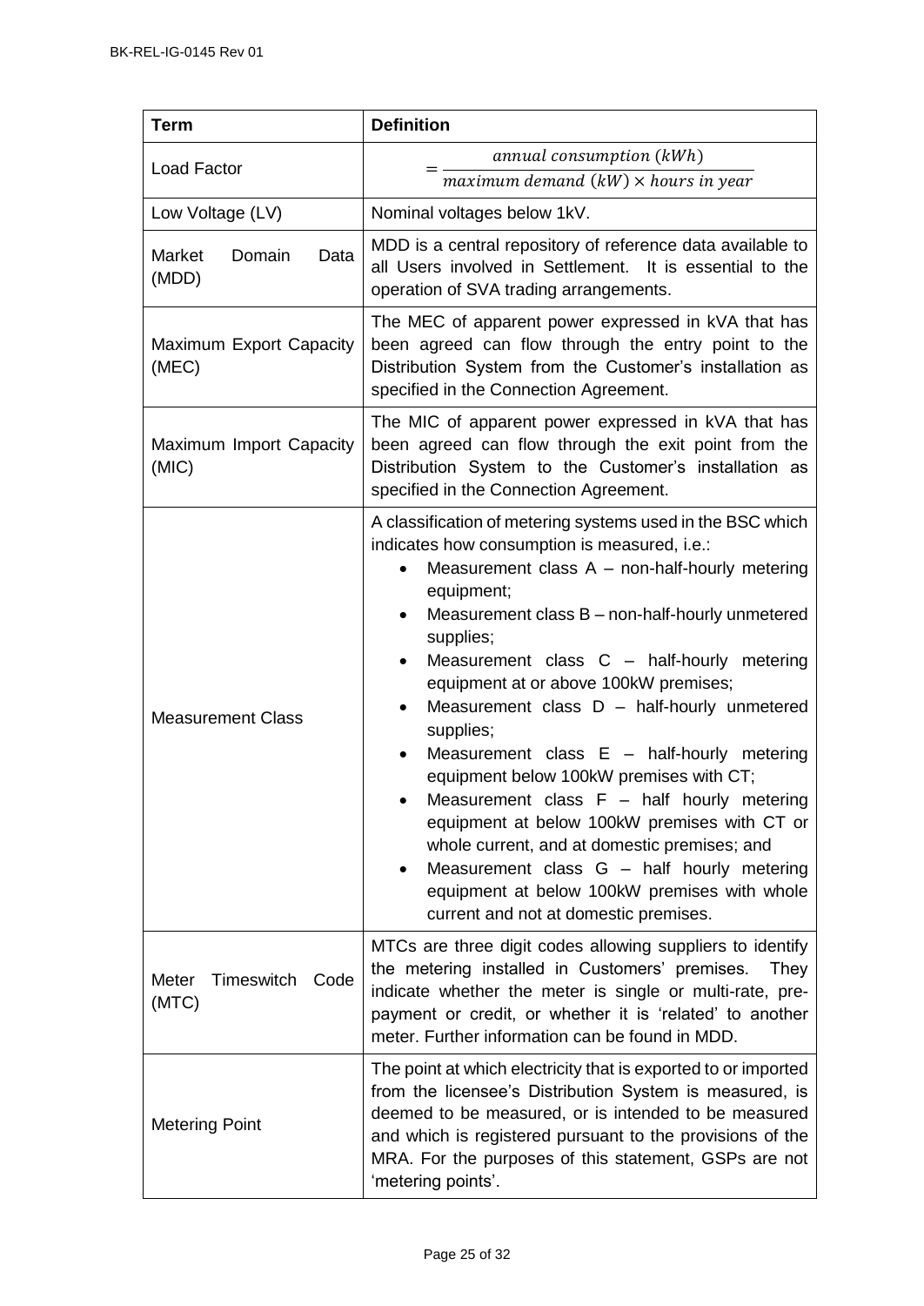| Term | Definition |
|---|---|
| Load Factor | $= \frac{annual\ consumption\ (kWh)}{maximum\ demand\ (kW) \times hours\ in\ year}$ |
| Low Voltage (LV) | Nominal voltages below 1kV. |
| Market Domain Data (MDD) | MDD is a central repository of reference data available to all Users involved in Settlement. It is essential to the operation of SVA trading arrangements. |
| Maximum Export Capacity (MEC) | The MEC of apparent power expressed in kVA that has been agreed can flow through the entry point to the Distribution System from the Customer's installation as specified in the Connection Agreement. |
| Maximum Import Capacity (MIC) | The MIC of apparent power expressed in kVA that has been agreed can flow through the exit point from the Distribution System to the Customer's installation as specified in the Connection Agreement. |
| Measurement Class | A classification of metering systems used in the BSC which indicates how consumption is measured, i.e.: <br>• Measurement class A – non-half-hourly metering equipment; <br>• Measurement class B – non-half-hourly unmetered supplies; <br>• Measurement class C – half-hourly metering equipment at or above 100kW premises; <br>• Measurement class D – half-hourly unmetered supplies; <br>• Measurement class E – half-hourly metering equipment below 100kW premises with CT; <br>• Measurement class F – half hourly metering equipment at below 100kW premises with CT or whole current, and at domestic premises; and <br>• Measurement class G – half hourly metering equipment at below 100kW premises with whole current and not at domestic premises. |
| Meter Timeswitch Code (MTC) | MTCs are three digit codes allowing suppliers to identify the metering installed in Customers' premises. They indicate whether the meter is single or multi-rate, pre-payment or credit, or whether it is 'related' to another meter. Further information can be found in MDD. |
| Metering Point | The point at which electricity that is exported to or imported from the licensee's Distribution System is measured, is deemed to be measured, or is intended to be measured and which is registered pursuant to the provisions of the MRA. For the purposes of this statement, GSPs are not 'metering points'. |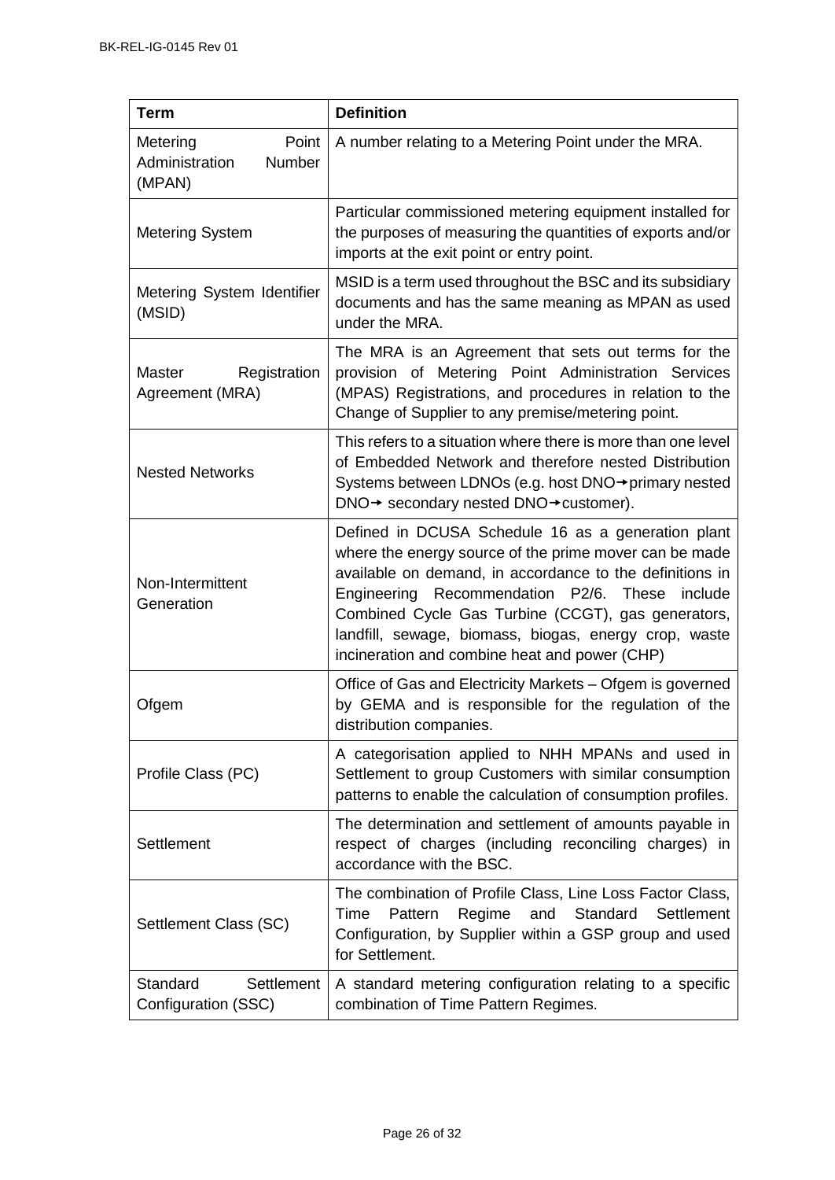| Term | Definition |
| --- | --- |
| Metering Point Administration Number (MPAN) | A number relating to a Metering Point under the MRA. |
| Metering System | Particular commissioned metering equipment installed for the purposes of measuring the quantities of exports and/or imports at the exit point or entry point. |
| Metering System Identifier (MSID) | MSID is a term used throughout the BSC and its subsidiary documents and has the same meaning as MPAN as used under the MRA. |
| Master Registration Agreement (MRA) | The MRA is an Agreement that sets out terms for the provision of Metering Point Administration Services (MPAS) Registrations, and procedures in relation to the Change of Supplier to any premise/metering point. |
| Nested Networks | This refers to a situation where there is more than one level of Embedded Network and therefore nested Distribution Systems between LDNOs (e.g. host DNO→primary nested DNO→ secondary nested DNO→customer). |
| Non-Intermittent Generation | Defined in DCUSA Schedule 16 as a generation plant where the energy source of the prime mover can be made available on demand, in accordance to the definitions in Engineering Recommendation P2/6. These include Combined Cycle Gas Turbine (CCGT), gas generators, landfill, sewage, biomass, biogas, energy crop, waste incineration and combine heat and power (CHP) |
| Ofgem | Office of Gas and Electricity Markets – Ofgem is governed by GEMA and is responsible for the regulation of the distribution companies. |
| Profile Class (PC) | A categorisation applied to NHH MPANs and used in Settlement to group Customers with similar consumption patterns to enable the calculation of consumption profiles. |
| Settlement | The determination and settlement of amounts payable in respect of charges (including reconciling charges) in accordance with the BSC. |
| Settlement Class (SC) | The combination of Profile Class, Line Loss Factor Class, Time Pattern Regime and Standard Settlement Configuration, by Supplier within a GSP group and used for Settlement. |
| Standard Settlement Configuration (SSC) | A standard metering configuration relating to a specific combination of Time Pattern Regimes. |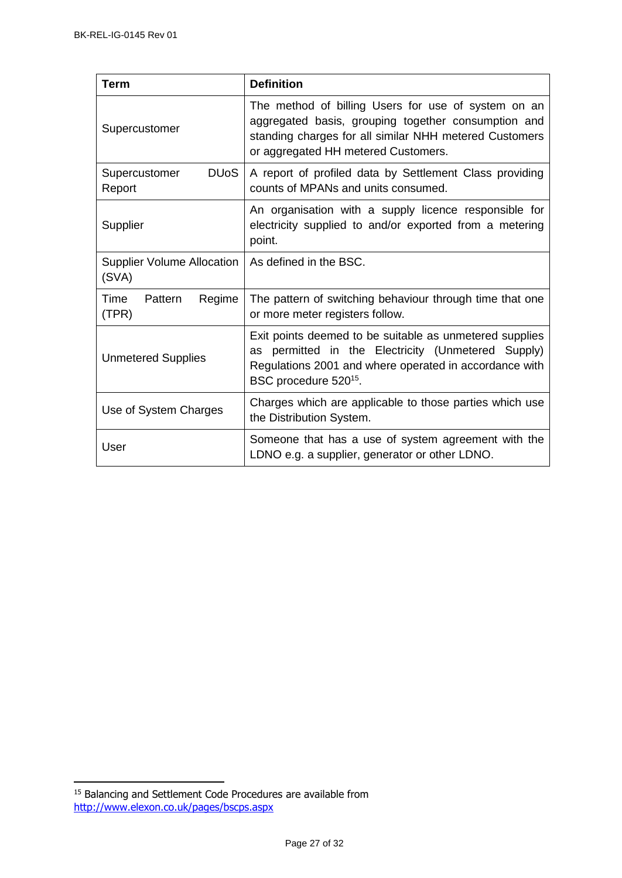| Term | Definition |
|---|---|
| Supercustomer | The method of billing Users for use of system on an aggregated basis, grouping together consumption and standing charges for all similar NHH metered Customers or aggregated HH metered Customers. |
| Supercustomer DUoS Report | A report of profiled data by Settlement Class providing counts of MPANs and units consumed. |
| Supplier | An organisation with a supply licence responsible for electricity supplied to and/or exported from a metering point. |
| Supplier Volume Allocation (SVA) | As defined in the BSC. |
| Time Pattern Regime (TPR) | The pattern of switching behaviour through time that one or more meter registers follow. |
| Unmetered Supplies | Exit points deemed to be suitable as unmetered supplies as permitted in the Electricity (Unmetered Supply) Regulations 2001 and where operated in accordance with BSC procedure 520[15]. |
| Use of System Charges | Charges which are applicable to those parties which use the Distribution System. |
| User | Someone that has a use of system agreement with the LDNO e.g. a supplier, generator or other LDNO. |

[15] Balancing and Settlement Code Procedures are available from http://www.elexon.co.uk/pages/bscps.aspx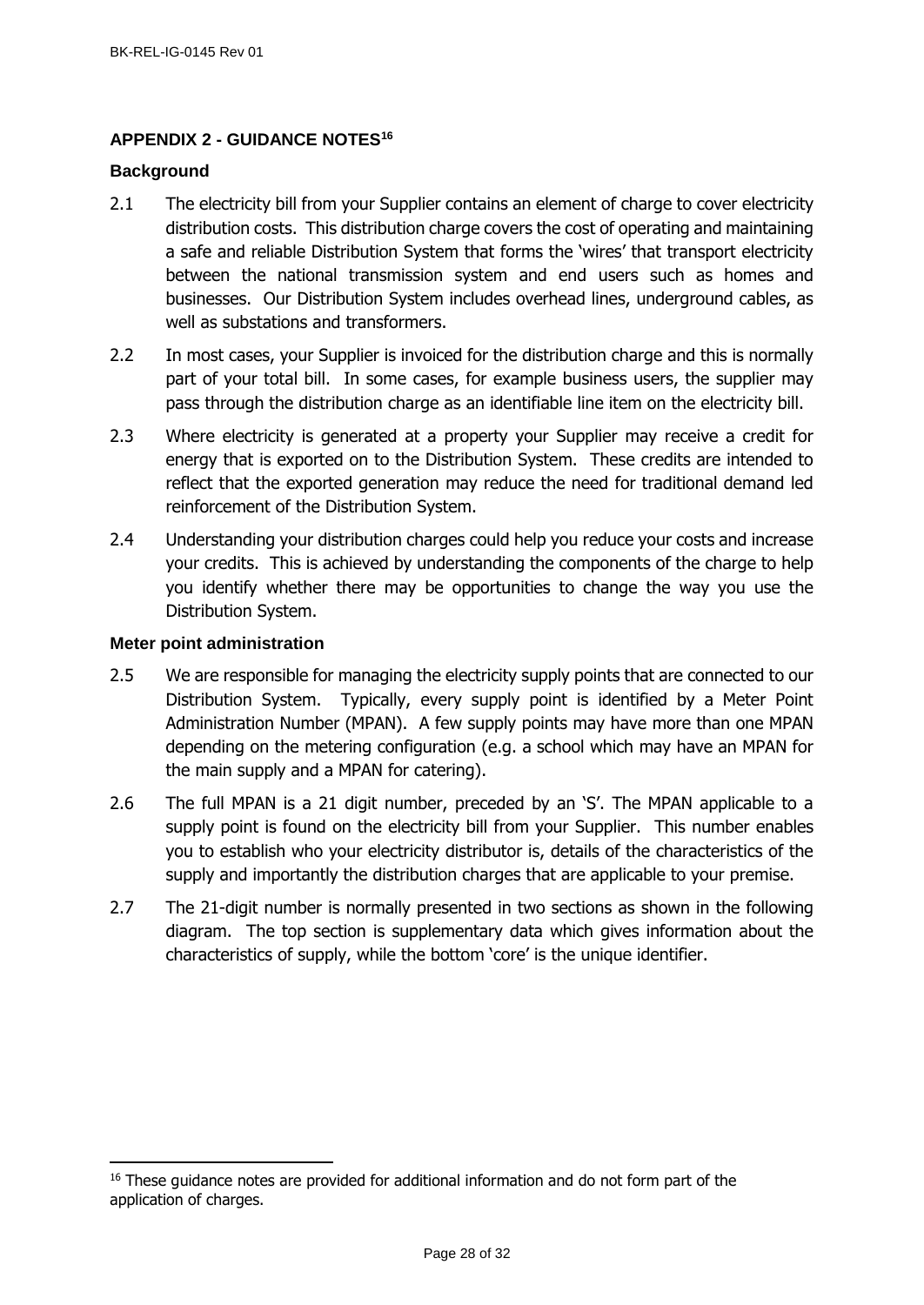## APPENDIX 2 - GUIDANCE NOTES[16]

### Background

2.1 The electricity bill from your Supplier contains an element of charge to cover electricity distribution costs. This distribution charge covers the cost of operating and maintaining a safe and reliable Distribution System that forms the 'wires' that transport electricity between the national transmission system and end users such as homes and businesses. Our Distribution System includes overhead lines, underground cables, as well as substations and transformers.

2.2 In most cases, your Supplier is invoiced for the distribution charge and this is normally part of your total bill. In some cases, for example business users, the supplier may pass through the distribution charge as an identifiable line item on the electricity bill.

2.3 Where electricity is generated at a property your Supplier may receive a credit for energy that is exported on to the Distribution System. These credits are intended to reflect that the exported generation may reduce the need for traditional demand led reinforcement of the Distribution System.

2.4 Understanding your distribution charges could help you reduce your costs and increase your credits. This is achieved by understanding the components of the charge to help you identify whether there may be opportunities to change the way you use the Distribution System.

### Meter point administration

2.5 We are responsible for managing the electricity supply points that are connected to our Distribution System. Typically, every supply point is identified by a Meter Point Administration Number (MPAN). A few supply points may have more than one MPAN depending on the metering configuration (e.g. a school which may have an MPAN for the main supply and a MPAN for catering).

2.6 The full MPAN is a 21 digit number, preceded by an 'S'. The MPAN applicable to a supply point is found on the electricity bill from your Supplier. This number enables you to establish who your electricity distributor is, details of the characteristics of the supply and importantly the distribution charges that are applicable to your premise.

2.7 The 21-digit number is normally presented in two sections as shown in the following diagram. The top section is supplementary data which gives information about the characteristics of supply, while the bottom 'core' is the unique identifier.

[16] These guidance notes are provided for additional information and do not form part of the application of charges.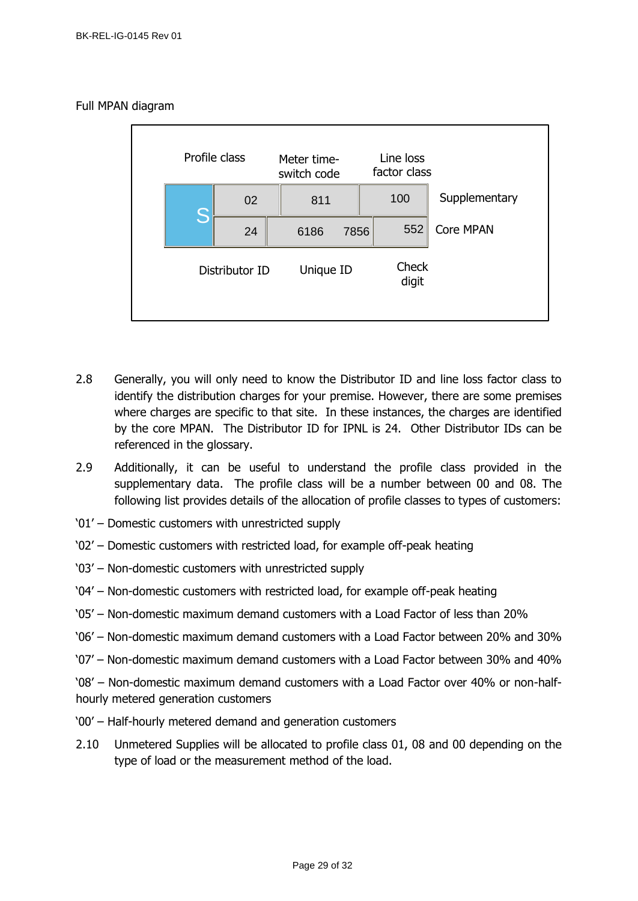Full MPAN diagram

| | Profile class | Meter time-switch code | Line loss factor class | |
|---|---|---|---|---|
| S | 02 | 811 | 100 | Supplementary |
| | 24 | 6186 7856 | 552 | Core MPAN |
| | Distributor ID | Unique ID | Check digit | |

2.8 Generally, you will only need to know the Distributor ID and line loss factor class to identify the distribution charges for your premise. However, there are some premises where charges are specific to that site. In these instances, the charges are identified by the core MPAN. The Distributor ID for IPNL is 24. Other Distributor IDs can be referenced in the glossary.

2.9 Additionally, it can be useful to understand the profile class provided in the supplementary data. The profile class will be a number between 00 and 08. The following list provides details of the allocation of profile classes to types of customers:

'01' – Domestic customers with unrestricted supply

'02' – Domestic customers with restricted load, for example off-peak heating

'03' – Non-domestic customers with unrestricted supply

'04' – Non-domestic customers with restricted load, for example off-peak heating

'05' – Non-domestic maximum demand customers with a Load Factor of less than 20%

'06' – Non-domestic maximum demand customers with a Load Factor between 20% and 30%

'07' – Non-domestic maximum demand customers with a Load Factor between 30% and 40%

'08' – Non-domestic maximum demand customers with a Load Factor over 40% or non-half-hourly metered generation customers

'00' – Half-hourly metered demand and generation customers

2.10 Unmetered Supplies will be allocated to profile class 01, 08 and 00 depending on the type of load or the measurement method of the load.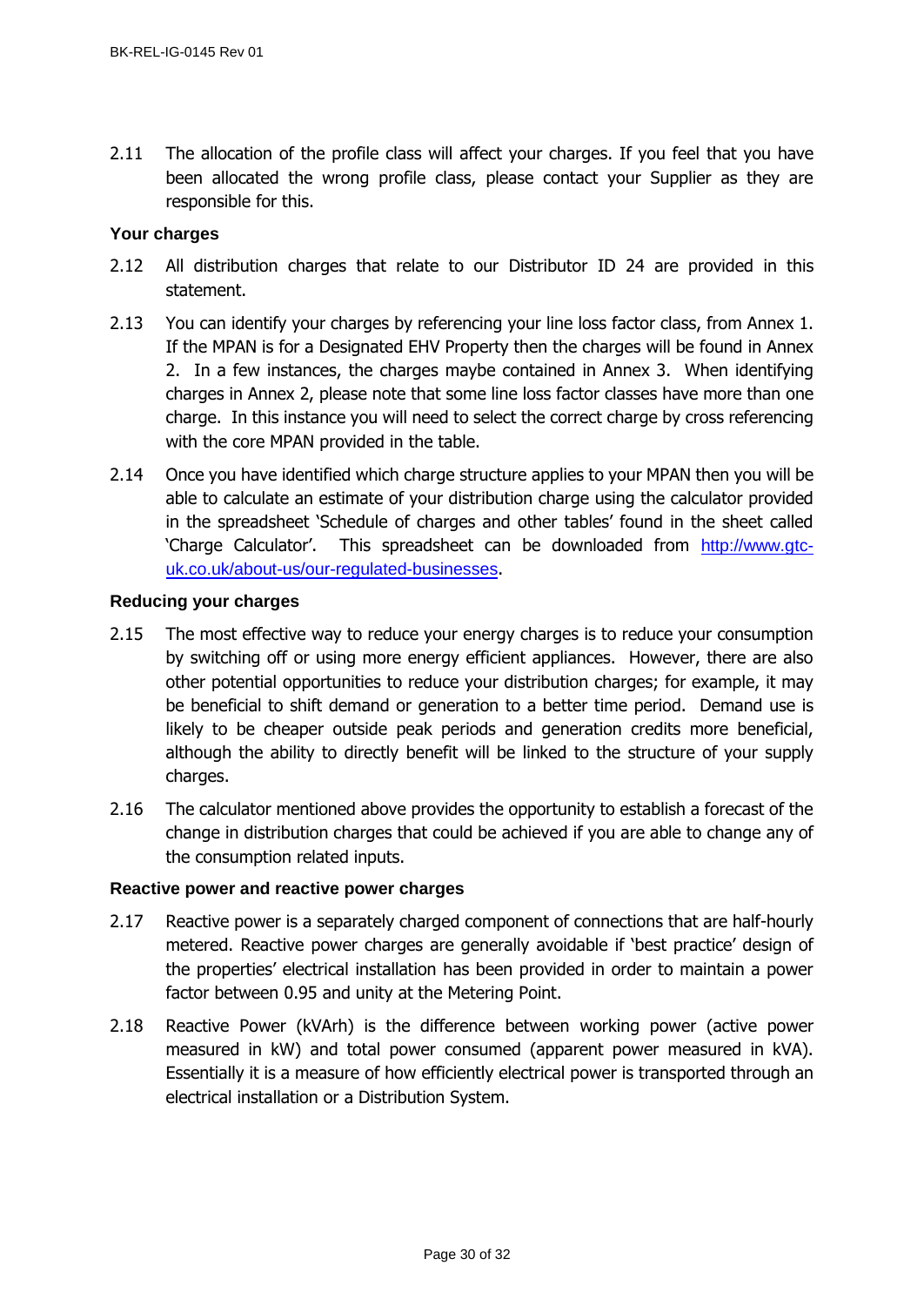2.11 The allocation of the profile class will affect your charges. If you feel that you have been allocated the wrong profile class, please contact your Supplier as they are responsible for this.

### Your charges

2.12 All distribution charges that relate to our Distributor ID 24 are provided in this statement.

2.13 You can identify your charges by referencing your line loss factor class, from Annex 1. If the MPAN is for a Designated EHV Property then the charges will be found in Annex 2. In a few instances, the charges maybe contained in Annex 3. When identifying charges in Annex 2, please note that some line loss factor classes have more than one charge. In this instance you will need to select the correct charge by cross referencing with the core MPAN provided in the table.

2.14 Once you have identified which charge structure applies to your MPAN then you will be able to calculate an estimate of your distribution charge using the calculator provided in the spreadsheet 'Schedule of charges and other tables' found in the sheet called 'Charge Calculator'. This spreadsheet can be downloaded from http://www.gtc-uk.co.uk/about-us/our-regulated-businesses.

### Reducing your charges

2.15 The most effective way to reduce your energy charges is to reduce your consumption by switching off or using more energy efficient appliances. However, there are also other potential opportunities to reduce your distribution charges; for example, it may be beneficial to shift demand or generation to a better time period. Demand use is likely to be cheaper outside peak periods and generation credits more beneficial, although the ability to directly benefit will be linked to the structure of your supply charges.

2.16 The calculator mentioned above provides the opportunity to establish a forecast of the change in distribution charges that could be achieved if you are able to change any of the consumption related inputs.

### Reactive power and reactive power charges

2.17 Reactive power is a separately charged component of connections that are half-hourly metered. Reactive power charges are generally avoidable if 'best practice' design of the properties' electrical installation has been provided in order to maintain a power factor between 0.95 and unity at the Metering Point.

2.18 Reactive Power (kVArh) is the difference between working power (active power measured in kW) and total power consumed (apparent power measured in kVA). Essentially it is a measure of how efficiently electrical power is transported through an electrical installation or a Distribution System.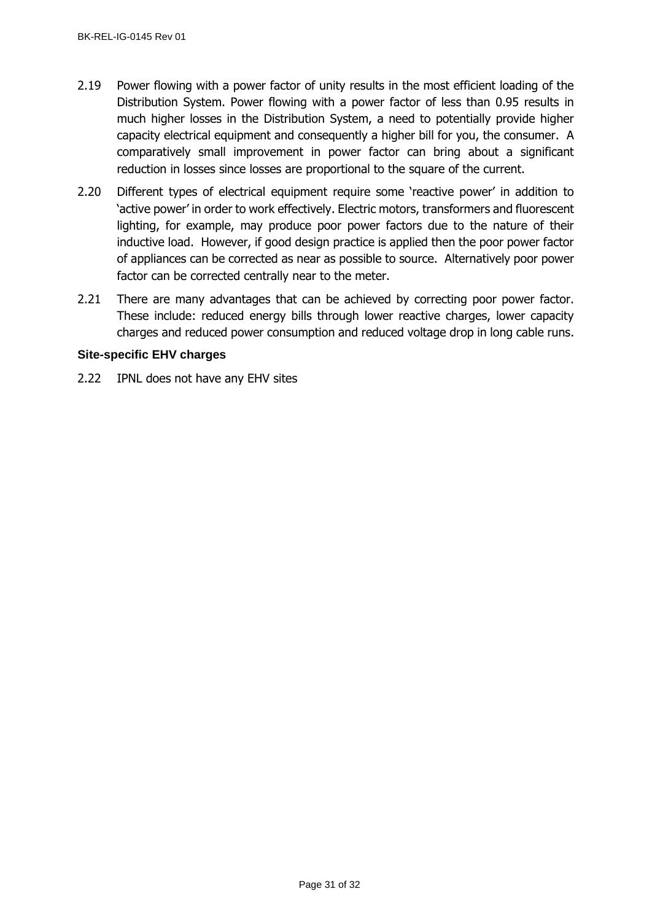2.19 Power flowing with a power factor of unity results in the most efficient loading of the Distribution System. Power flowing with a power factor of less than 0.95 results in much higher losses in the Distribution System, a need to potentially provide higher capacity electrical equipment and consequently a higher bill for you, the consumer. A comparatively small improvement in power factor can bring about a significant reduction in losses since losses are proportional to the square of the current.

2.20 Different types of electrical equipment require some 'reactive power' in addition to 'active power' in order to work effectively. Electric motors, transformers and fluorescent lighting, for example, may produce poor power factors due to the nature of their inductive load. However, if good design practice is applied then the poor power factor of appliances can be corrected as near as possible to source. Alternatively poor power factor can be corrected centrally near to the meter.

2.21 There are many advantages that can be achieved by correcting poor power factor. These include: reduced energy bills through lower reactive charges, lower capacity charges and reduced power consumption and reduced voltage drop in long cable runs.

### Site-specific EHV charges

2.22 IPNL does not have any EHV sites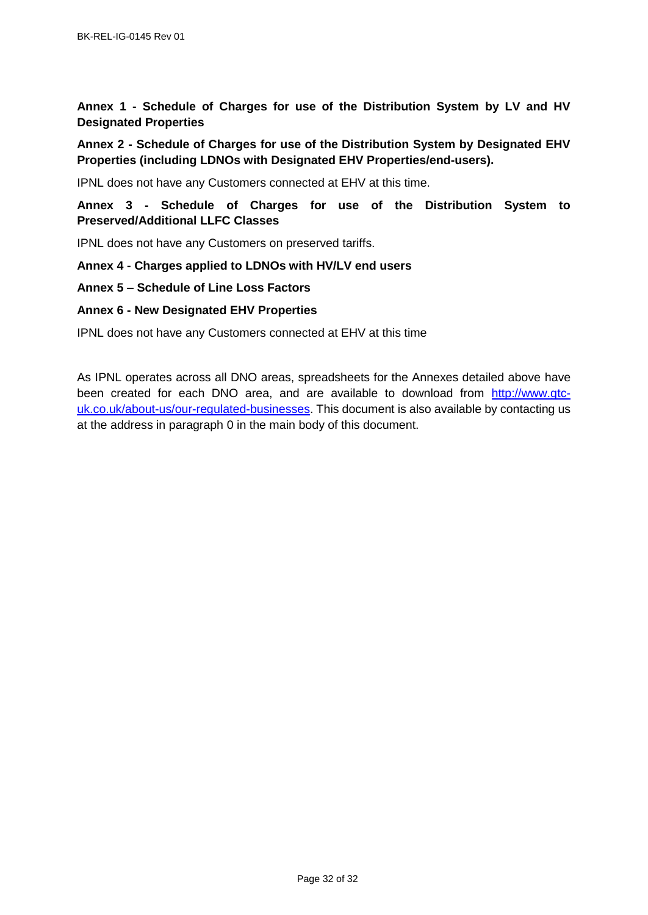**Annex 1 - Schedule of Charges for use of the Distribution System by LV and HV Designated Properties**

**Annex 2 - Schedule of Charges for use of the Distribution System by Designated EHV Properties (including LDNOs with Designated EHV Properties/end-users).**

IPNL does not have any Customers connected at EHV at this time.

**Annex 3 - Schedule of Charges for use of the Distribution System to Preserved/Additional LLFC Classes**

IPNL does not have any Customers on preserved tariffs.

**Annex 4 - Charges applied to LDNOs with HV/LV end users**

**Annex 5 – Schedule of Line Loss Factors**

**Annex 6 - New Designated EHV Properties**

IPNL does not have any Customers connected at EHV at this time

As IPNL operates across all DNO areas, spreadsheets for the Annexes detailed above have been created for each DNO area, and are available to download from [http://www.gtc-uk.co.uk/about-us/our-regulated-businesses](http://www.gtc-uk.co.uk/about-us/our-regulated-businesses). This document is also available by contacting us at the address in paragraph 0 in the main body of this document.